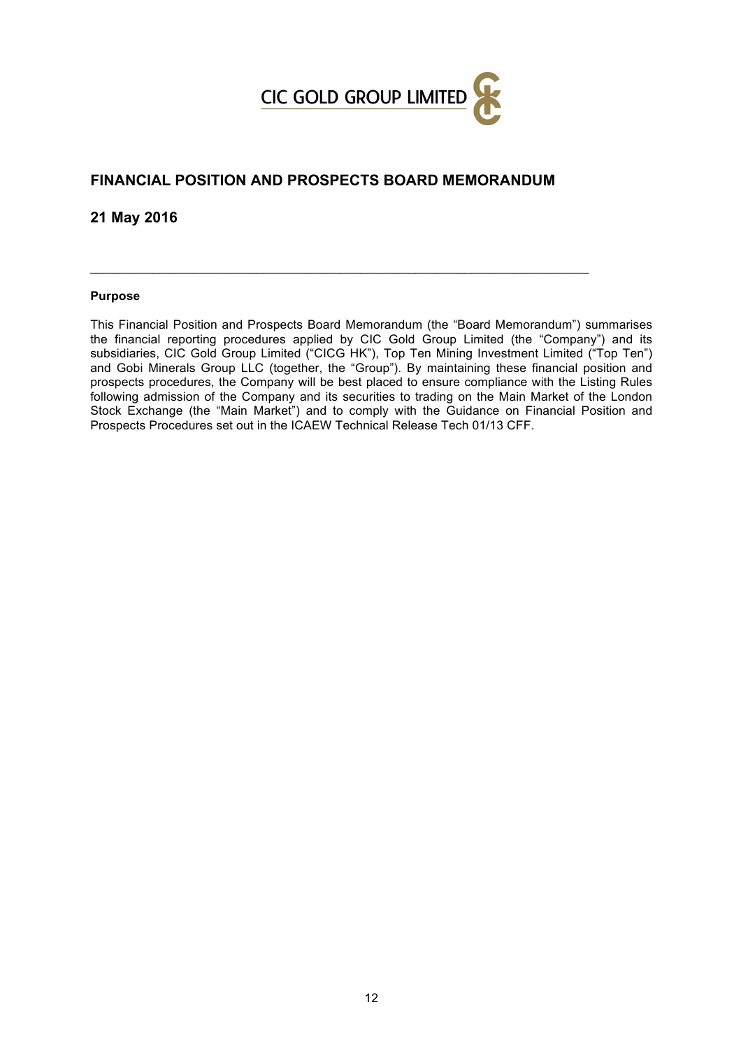CIC GOLD GROUP LIMITED

# FINANCIAL POSITION AND PROSPECTS BOARD MEMORANDUM

## 21 May 2016

---

**Purpose**

This Financial Position and Prospects Board Memorandum (the "Board Memorandum") summarises the financial reporting procedures applied by CIC Gold Group Limited (the "Company") and its subsidiaries, CIC Gold Group Limited ("CICG HK"), Top Ten Mining Investment Limited ("Top Ten") and Gobi Minerals Group LLC (together, the "Group"). By maintaining these financial position and prospects procedures, the Company will be best placed to ensure compliance with the Listing Rules following admission of the Company and its securities to trading on the Main Market of the London Stock Exchange (the "Main Market") and to comply with the Guidance on Financial Position and Prospects Procedures set out in the ICAEW Technical Release Tech 01/13 CFF.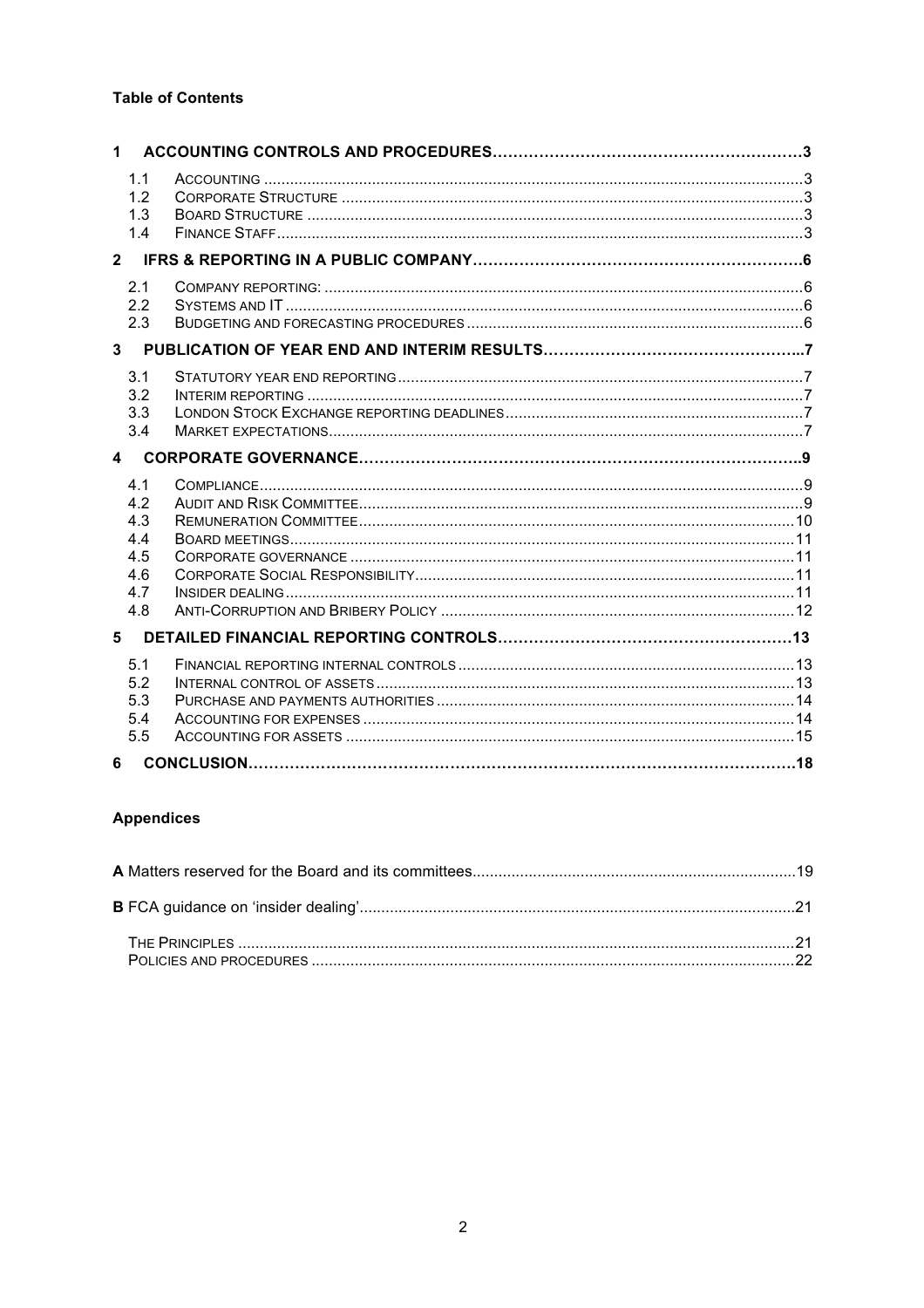**Table of Contents**

- **1 ACCOUNTING CONTROLS AND PROCEDURES ........ 3**
  - 1.1 ACCOUNTING ........ 3
  - 1.2 CORPORATE STRUCTURE ........ 3
  - 1.3 BOARD STRUCTURE ........ 3
  - 1.4 FINANCE STAFF ........ 3
- **2 IFRS & REPORTING IN A PUBLIC COMPANY ........ 6**
  - 2.1 COMPANY REPORTING: ........ 6
  - 2.2 SYSTEMS AND IT ........ 6
  - 2.3 BUDGETING AND FORECASTING PROCEDURES ........ 6
- **3 PUBLICATION OF YEAR END AND INTERIM RESULTS ........ 7**
  - 3.1 STATUTORY YEAR END REPORTING ........ 7
  - 3.2 INTERIM REPORTING ........ 7
  - 3.3 LONDON STOCK EXCHANGE REPORTING DEADLINES ........ 7
  - 3.4 MARKET EXPECTATIONS ........ 7
- **4 CORPORATE GOVERNANCE ........ 9**
  - 4.1 COMPLIANCE ........ 9
  - 4.2 AUDIT AND RISK COMMITTEE ........ 9
  - 4.3 REMUNERATION COMMITTEE ........ 10
  - 4.4 BOARD MEETINGS ........ 11
  - 4.5 CORPORATE GOVERNANCE ........ 11
  - 4.6 CORPORATE SOCIAL RESPONSIBILITY ........ 11
  - 4.7 INSIDER DEALING ........ 11
  - 4.8 ANTI-CORRUPTION AND BRIBERY POLICY ........ 12
- **5 DETAILED FINANCIAL REPORTING CONTROLS ........ 13**
  - 5.1 FINANCIAL REPORTING INTERNAL CONTROLS ........ 13
  - 5.2 INTERNAL CONTROL OF ASSETS ........ 13
  - 5.3 PURCHASE AND PAYMENTS AUTHORITIES ........ 14
  - 5.4 ACCOUNTING FOR EXPENSES ........ 14
  - 5.5 ACCOUNTING FOR ASSETS ........ 15
- **6 CONCLUSION ........ 18**

**Appendices**

- **A** Matters reserved for the Board and its committees ........ 19
- **B** FCA guidance on 'insider dealing' ........ 21
  - THE PRINCIPLES ........ 21
  - POLICIES AND PROCEDURES ........ 22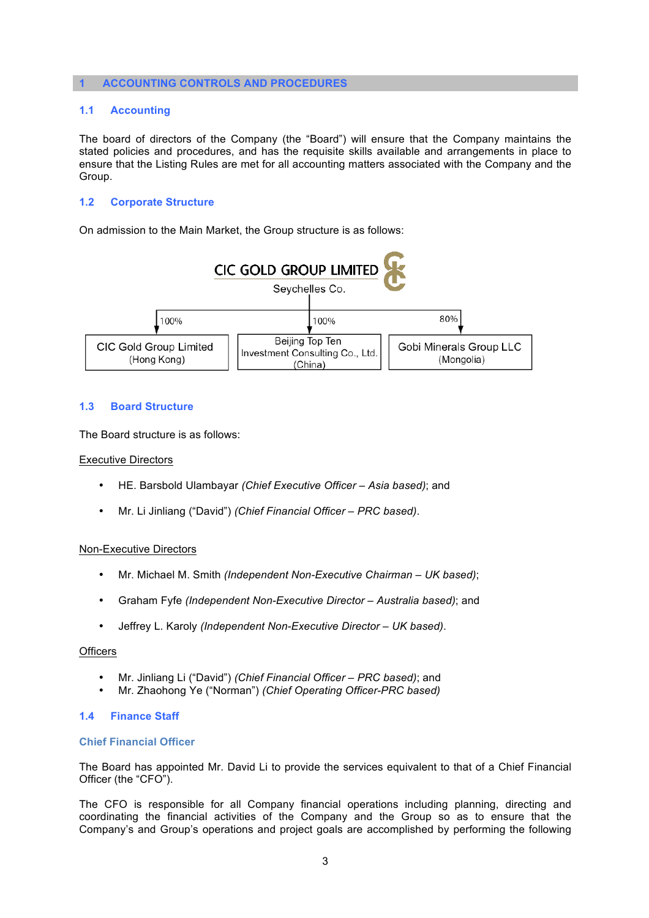# 1 ACCOUNTING CONTROLS AND PROCEDURES

## 1.1 Accounting

The board of directors of the Company (the "Board") will ensure that the Company maintains the stated policies and procedures, and has the requisite skills available and arrangements in place to ensure that the Listing Rules are met for all accounting matters associated with the Company and the Group.

## 1.2 Corporate Structure

On admission to the Main Market, the Group structure is as follows:

CIC GOLD GROUP LIMITED
Seychelles Co.

| Subsidiary | Ownership |
| --- | --- |
| CIC Gold Group Limited (Hong Kong) | 100% |
| Beijing Top Ten Investment Consulting Co., Ltd. (China) | 100% |
| Gobi Minerals Group LLC (Mongolia) | 80% |

## 1.3 Board Structure

The Board structure is as follows:

Executive Directors

- HE. Barsbold Ulambayar *(Chief Executive Officer – Asia based)*; and
- Mr. Li Jinliang ("David") *(Chief Financial Officer – PRC based)*.

Non-Executive Directors

- Mr. Michael M. Smith *(Independent Non-Executive Chairman – UK based)*;
- Graham Fyfe *(Independent Non-Executive Director – Australia based)*; and
- Jeffrey L. Karoly *(Independent Non-Executive Director – UK based)*.

Officers

- Mr. Jinliang Li ("David") *(Chief Financial Officer – PRC based)*; and
- Mr. Zhaohong Ye ("Norman") *(Chief Operating Officer-PRC based)*

## 1.4 Finance Staff

### Chief Financial Officer

The Board has appointed Mr. David Li to provide the services equivalent to that of a Chief Financial Officer (the "CFO").

The CFO is responsible for all Company financial operations including planning, directing and coordinating the financial activities of the Company and the Group so as to ensure that the Company's and Group's operations and project goals are accomplished by performing the following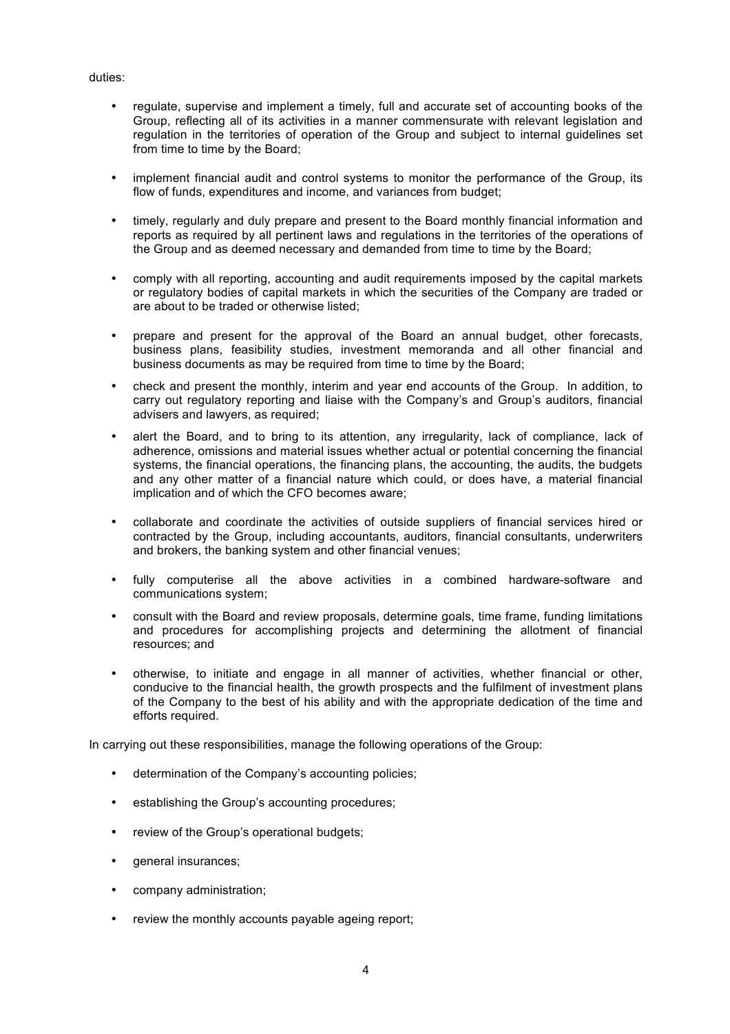duties:

- regulate, supervise and implement a timely, full and accurate set of accounting books of the Group, reflecting all of its activities in a manner commensurate with relevant legislation and regulation in the territories of operation of the Group and subject to internal guidelines set from time to time by the Board;

- implement financial audit and control systems to monitor the performance of the Group, its flow of funds, expenditures and income, and variances from budget;

- timely, regularly and duly prepare and present to the Board monthly financial information and reports as required by all pertinent laws and regulations in the territories of the operations of the Group and as deemed necessary and demanded from time to time by the Board;

- comply with all reporting, accounting and audit requirements imposed by the capital markets or regulatory bodies of capital markets in which the securities of the Company are traded or are about to be traded or otherwise listed;

- prepare and present for the approval of the Board an annual budget, other forecasts, business plans, feasibility studies, investment memoranda and all other financial and business documents as may be required from time to time by the Board;

- check and present the monthly, interim and year end accounts of the Group. In addition, to carry out regulatory reporting and liaise with the Company's and Group's auditors, financial advisers and lawyers, as required;

- alert the Board, and to bring to its attention, any irregularity, lack of compliance, lack of adherence, omissions and material issues whether actual or potential concerning the financial systems, the financial operations, the financing plans, the accounting, the audits, the budgets and any other matter of a financial nature which could, or does have, a material financial implication and of which the CFO becomes aware;

- collaborate and coordinate the activities of outside suppliers of financial services hired or contracted by the Group, including accountants, auditors, financial consultants, underwriters and brokers, the banking system and other financial venues;

- fully computerise all the above activities in a combined hardware-software and communications system;

- consult with the Board and review proposals, determine goals, time frame, funding limitations and procedures for accomplishing projects and determining the allotment of financial resources; and

- otherwise, to initiate and engage in all manner of activities, whether financial or other, conducive to the financial health, the growth prospects and the fulfilment of investment plans of the Company to the best of his ability and with the appropriate dedication of the time and efforts required.

In carrying out these responsibilities, manage the following operations of the Group:

- determination of the Company's accounting policies;

- establishing the Group's accounting procedures;

- review of the Group's operational budgets;

- general insurances;

- company administration;

- review the monthly accounts payable ageing report;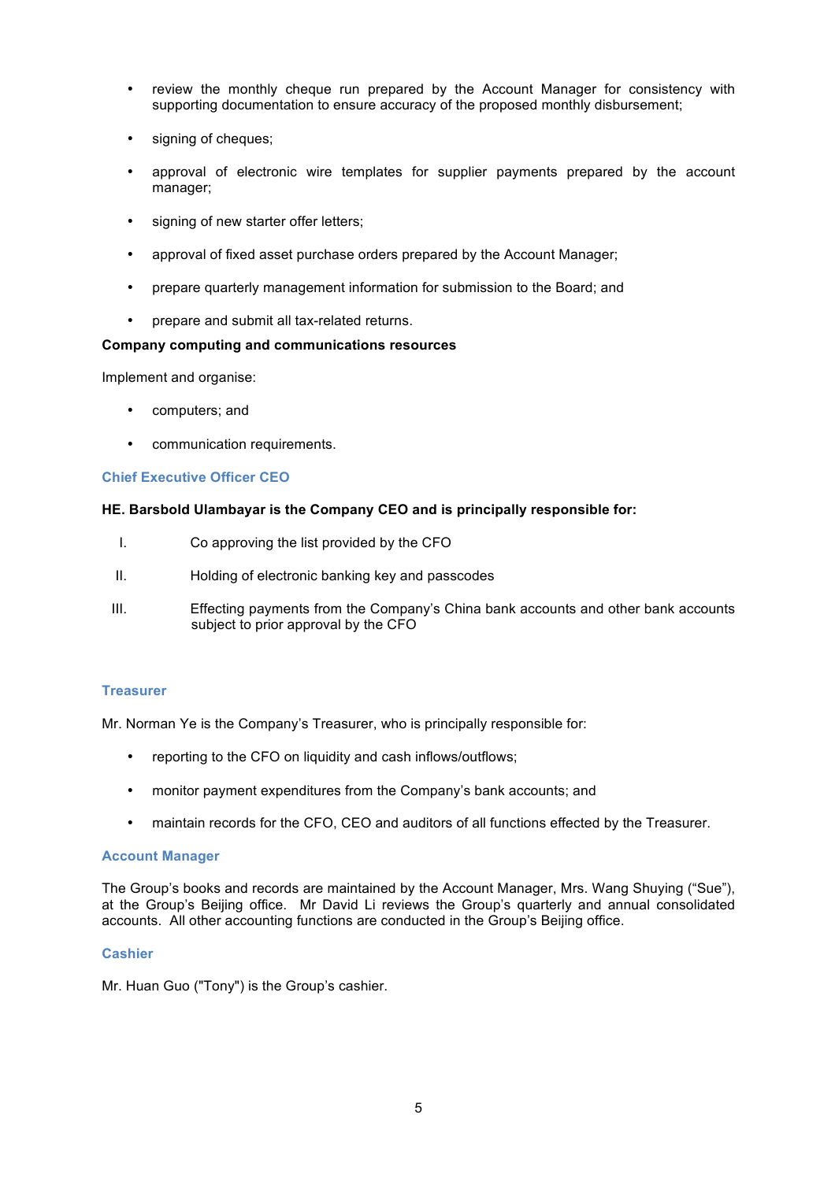- review the monthly cheque run prepared by the Account Manager for consistency with supporting documentation to ensure accuracy of the proposed monthly disbursement;
- signing of cheques;
- approval of electronic wire templates for supplier payments prepared by the account manager;
- signing of new starter offer letters;
- approval of fixed asset purchase orders prepared by the Account Manager;
- prepare quarterly management information for submission to the Board; and
- prepare and submit all tax-related returns.

**Company computing and communications resources**

Implement and organise:

- computers; and
- communication requirements.

### Chief Executive Officer CEO

**HE. Barsbold Ulambayar is the Company CEO and is principally responsible for:**

I. Co approving the list provided by the CFO

II. Holding of electronic banking key and passcodes

III. Effecting payments from the Company's China bank accounts and other bank accounts subject to prior approval by the CFO

### Treasurer

Mr. Norman Ye is the Company's Treasurer, who is principally responsible for:

- reporting to the CFO on liquidity and cash inflows/outflows;
- monitor payment expenditures from the Company's bank accounts; and
- maintain records for the CFO, CEO and auditors of all functions effected by the Treasurer.

### Account Manager

The Group's books and records are maintained by the Account Manager, Mrs. Wang Shuying ("Sue"), at the Group's Beijing office. Mr David Li reviews the Group's quarterly and annual consolidated accounts. All other accounting functions are conducted in the Group's Beijing office.

### Cashier

Mr. Huan Guo ("Tony") is the Group's cashier.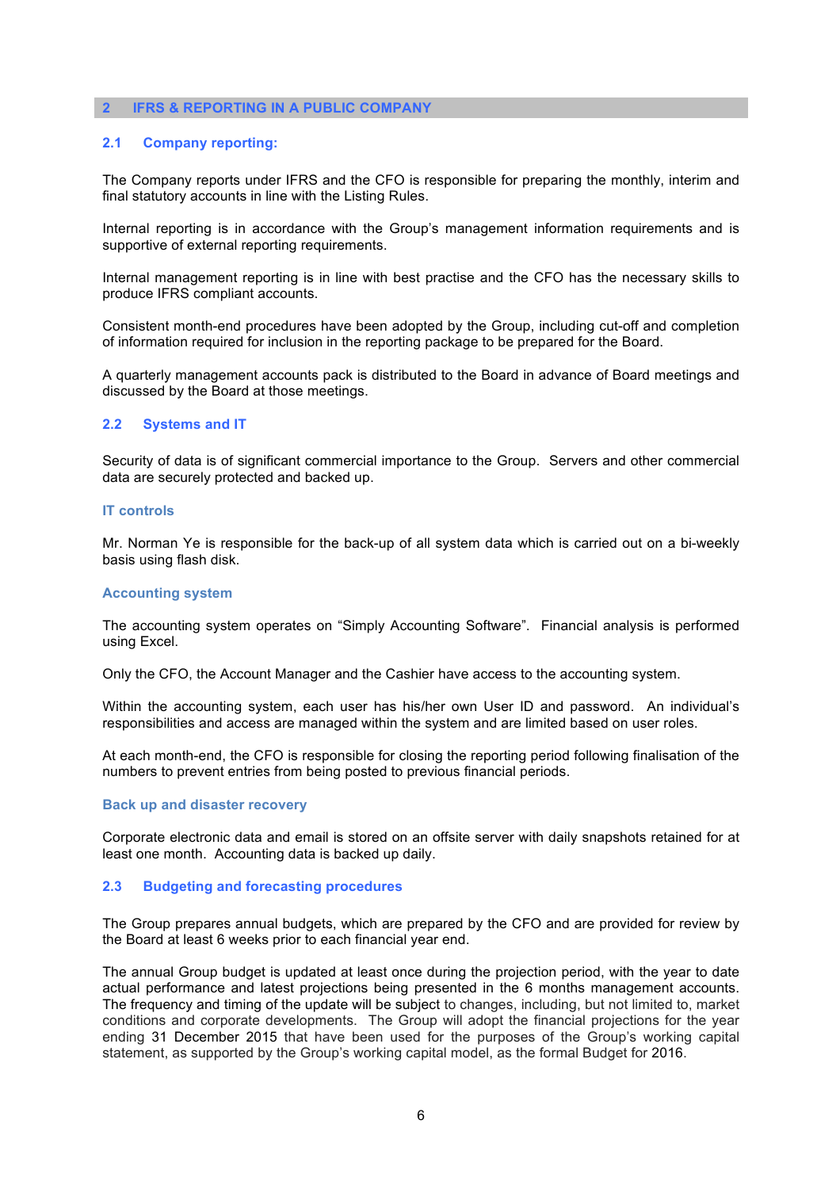## 2 IFRS & REPORTING IN A PUBLIC COMPANY

### 2.1 Company reporting:

The Company reports under IFRS and the CFO is responsible for preparing the monthly, interim and final statutory accounts in line with the Listing Rules.

Internal reporting is in accordance with the Group's management information requirements and is supportive of external reporting requirements.

Internal management reporting is in line with best practise and the CFO has the necessary skills to produce IFRS compliant accounts.

Consistent month-end procedures have been adopted by the Group, including cut-off and completion of information required for inclusion in the reporting package to be prepared for the Board.

A quarterly management accounts pack is distributed to the Board in advance of Board meetings and discussed by the Board at those meetings.

### 2.2 Systems and IT

Security of data is of significant commercial importance to the Group. Servers and other commercial data are securely protected and backed up.

#### IT controls

Mr. Norman Ye is responsible for the back-up of all system data which is carried out on a bi-weekly basis using flash disk.

#### Accounting system

The accounting system operates on "Simply Accounting Software". Financial analysis is performed using Excel.

Only the CFO, the Account Manager and the Cashier have access to the accounting system.

Within the accounting system, each user has his/her own User ID and password. An individual's responsibilities and access are managed within the system and are limited based on user roles.

At each month-end, the CFO is responsible for closing the reporting period following finalisation of the numbers to prevent entries from being posted to previous financial periods.

#### Back up and disaster recovery

Corporate electronic data and email is stored on an offsite server with daily snapshots retained for at least one month. Accounting data is backed up daily.

### 2.3 Budgeting and forecasting procedures

The Group prepares annual budgets, which are prepared by the CFO and are provided for review by the Board at least 6 weeks prior to each financial year end.

The annual Group budget is updated at least once during the projection period, with the year to date actual performance and latest projections being presented in the 6 months management accounts. The frequency and timing of the update will be subject to changes, including, but not limited to, market conditions and corporate developments. The Group will adopt the financial projections for the year ending 31 December 2015 that have been used for the purposes of the Group's working capital statement, as supported by the Group's working capital model, as the formal Budget for 2016.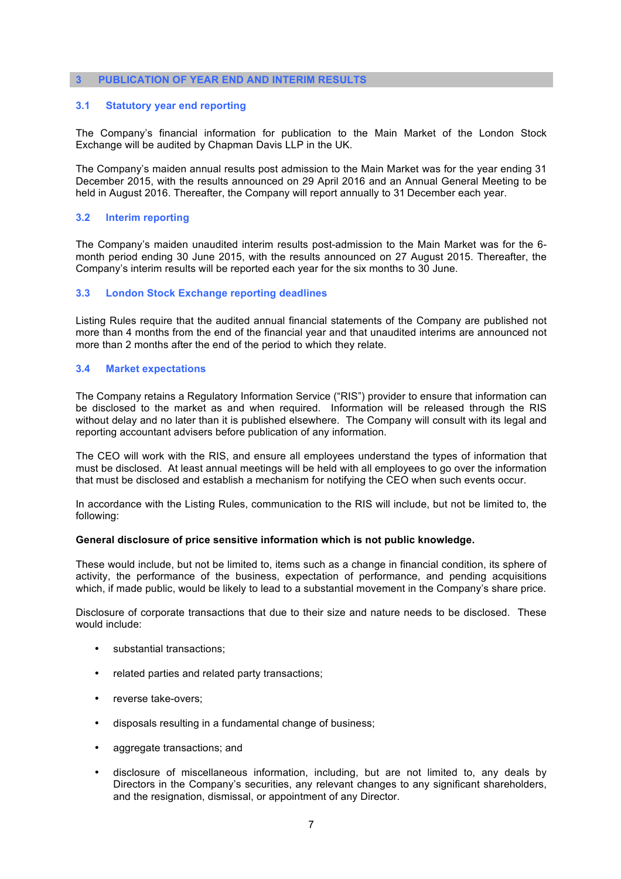## 3 PUBLICATION OF YEAR END AND INTERIM RESULTS

### 3.1 Statutory year end reporting

The Company's financial information for publication to the Main Market of the London Stock Exchange will be audited by Chapman Davis LLP in the UK.

The Company's maiden annual results post admission to the Main Market was for the year ending 31 December 2015, with the results announced on 29 April 2016 and an Annual General Meeting to be held in August 2016. Thereafter, the Company will report annually to 31 December each year.

### 3.2 Interim reporting

The Company's maiden unaudited interim results post-admission to the Main Market was for the 6-month period ending 30 June 2015, with the results announced on 27 August 2015. Thereafter, the Company's interim results will be reported each year for the six months to 30 June.

### 3.3 London Stock Exchange reporting deadlines

Listing Rules require that the audited annual financial statements of the Company are published not more than 4 months from the end of the financial year and that unaudited interims are announced not more than 2 months after the end of the period to which they relate.

### 3.4 Market expectations

The Company retains a Regulatory Information Service ("RIS") provider to ensure that information can be disclosed to the market as and when required. Information will be released through the RIS without delay and no later than it is published elsewhere. The Company will consult with its legal and reporting accountant advisers before publication of any information.

The CEO will work with the RIS, and ensure all employees understand the types of information that must be disclosed. At least annual meetings will be held with all employees to go over the information that must be disclosed and establish a mechanism for notifying the CEO when such events occur.

In accordance with the Listing Rules, communication to the RIS will include, but not be limited to, the following:

**General disclosure of price sensitive information which is not public knowledge.**

These would include, but not be limited to, items such as a change in financial condition, its sphere of activity, the performance of the business, expectation of performance, and pending acquisitions which, if made public, would be likely to lead to a substantial movement in the Company's share price.

Disclosure of corporate transactions that due to their size and nature needs to be disclosed. These would include:

- substantial transactions;
- related parties and related party transactions;
- reverse take-overs;
- disposals resulting in a fundamental change of business;
- aggregate transactions; and
- disclosure of miscellaneous information, including, but are not limited to, any deals by Directors in the Company's securities, any relevant changes to any significant shareholders, and the resignation, dismissal, or appointment of any Director.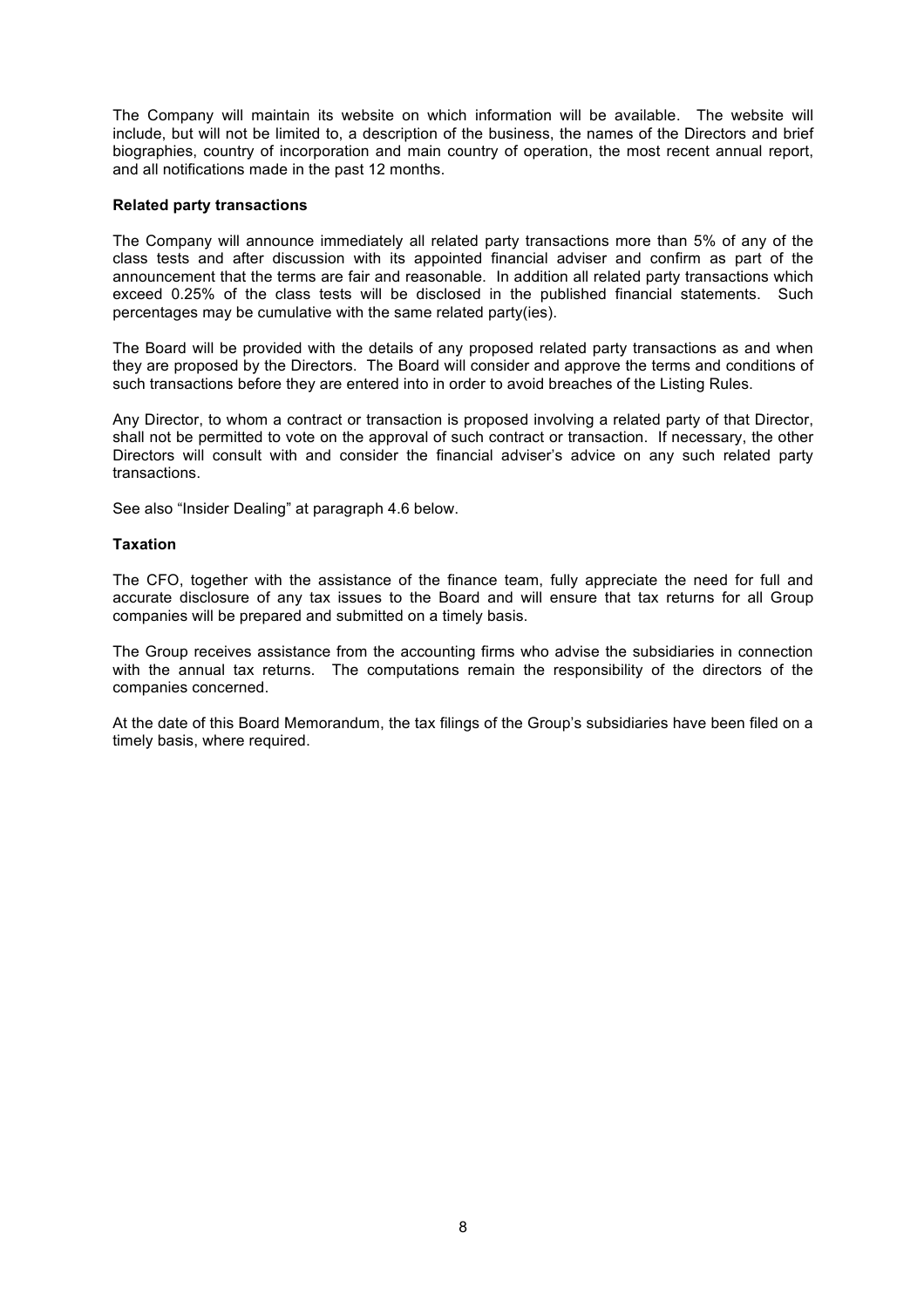The Company will maintain its website on which information will be available. The website will include, but will not be limited to, a description of the business, the names of the Directors and brief biographies, country of incorporation and main country of operation, the most recent annual report, and all notifications made in the past 12 months.

**Related party transactions**

The Company will announce immediately all related party transactions more than 5% of any of the class tests and after discussion with its appointed financial adviser and confirm as part of the announcement that the terms are fair and reasonable. In addition all related party transactions which exceed 0.25% of the class tests will be disclosed in the published financial statements. Such percentages may be cumulative with the same related party(ies).

The Board will be provided with the details of any proposed related party transactions as and when they are proposed by the Directors. The Board will consider and approve the terms and conditions of such transactions before they are entered into in order to avoid breaches of the Listing Rules.

Any Director, to whom a contract or transaction is proposed involving a related party of that Director, shall not be permitted to vote on the approval of such contract or transaction. If necessary, the other Directors will consult with and consider the financial adviser's advice on any such related party transactions.

See also "Insider Dealing" at paragraph 4.6 below.

**Taxation**

The CFO, together with the assistance of the finance team, fully appreciate the need for full and accurate disclosure of any tax issues to the Board and will ensure that tax returns for all Group companies will be prepared and submitted on a timely basis.

The Group receives assistance from the accounting firms who advise the subsidiaries in connection with the annual tax returns. The computations remain the responsibility of the directors of the companies concerned.

At the date of this Board Memorandum, the tax filings of the Group's subsidiaries have been filed on a timely basis, where required.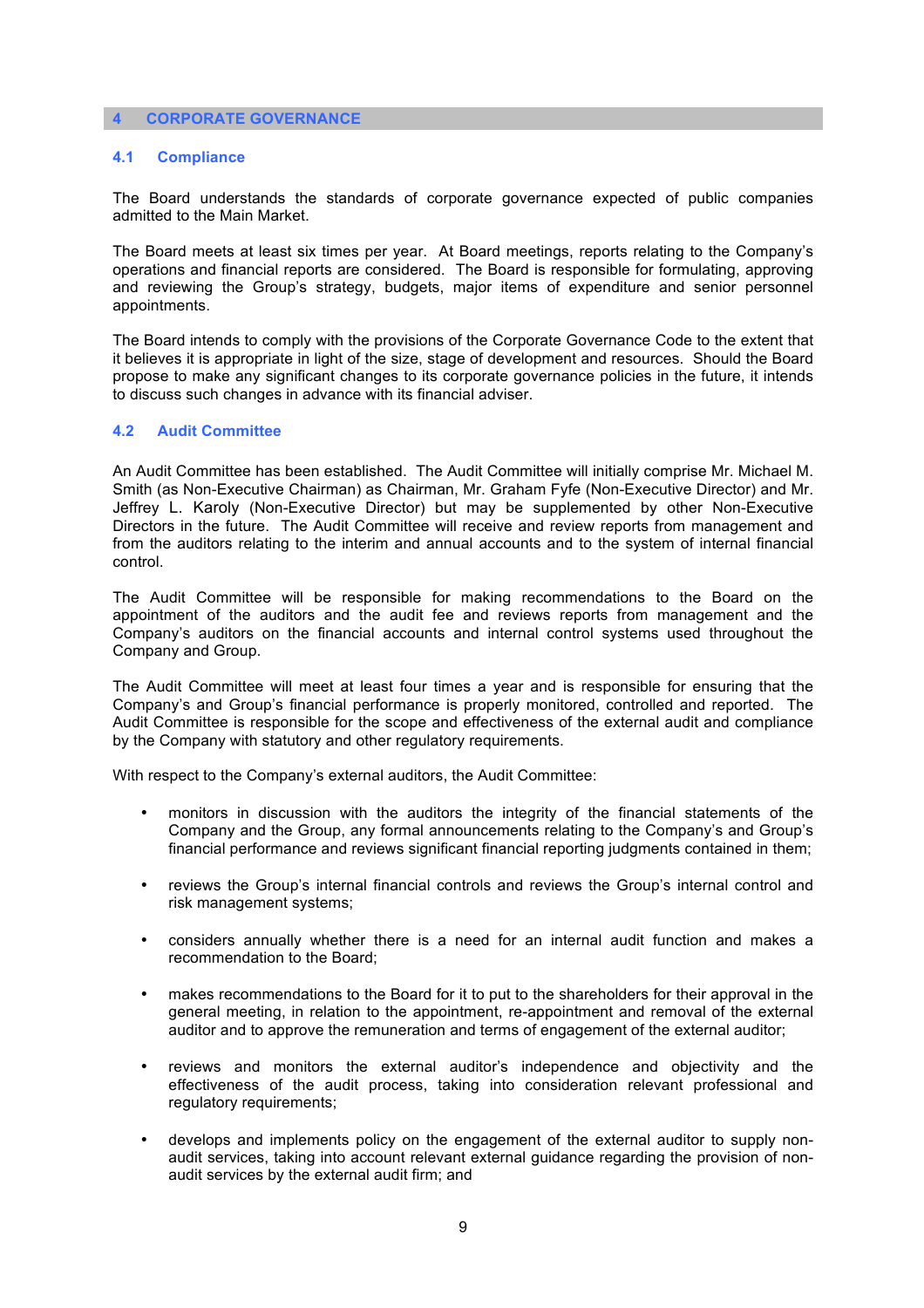## 4 CORPORATE GOVERNANCE

### 4.1 Compliance

The Board understands the standards of corporate governance expected of public companies admitted to the Main Market.

The Board meets at least six times per year. At Board meetings, reports relating to the Company's operations and financial reports are considered. The Board is responsible for formulating, approving and reviewing the Group's strategy, budgets, major items of expenditure and senior personnel appointments.

The Board intends to comply with the provisions of the Corporate Governance Code to the extent that it believes it is appropriate in light of the size, stage of development and resources. Should the Board propose to make any significant changes to its corporate governance policies in the future, it intends to discuss such changes in advance with its financial adviser.

### 4.2 Audit Committee

An Audit Committee has been established. The Audit Committee will initially comprise Mr. Michael M. Smith (as Non-Executive Chairman) as Chairman, Mr. Graham Fyfe (Non-Executive Director) and Mr. Jeffrey L. Karoly (Non-Executive Director) but may be supplemented by other Non-Executive Directors in the future. The Audit Committee will receive and review reports from management and from the auditors relating to the interim and annual accounts and to the system of internal financial control.

The Audit Committee will be responsible for making recommendations to the Board on the appointment of the auditors and the audit fee and reviews reports from management and the Company's auditors on the financial accounts and internal control systems used throughout the Company and Group.

The Audit Committee will meet at least four times a year and is responsible for ensuring that the Company's and Group's financial performance is properly monitored, controlled and reported. The Audit Committee is responsible for the scope and effectiveness of the external audit and compliance by the Company with statutory and other regulatory requirements.

With respect to the Company's external auditors, the Audit Committee:

- monitors in discussion with the auditors the integrity of the financial statements of the Company and the Group, any formal announcements relating to the Company's and Group's financial performance and reviews significant financial reporting judgments contained in them;
- reviews the Group's internal financial controls and reviews the Group's internal control and risk management systems;
- considers annually whether there is a need for an internal audit function and makes a recommendation to the Board;
- makes recommendations to the Board for it to put to the shareholders for their approval in the general meeting, in relation to the appointment, re-appointment and removal of the external auditor and to approve the remuneration and terms of engagement of the external auditor;
- reviews and monitors the external auditor's independence and objectivity and the effectiveness of the audit process, taking into consideration relevant professional and regulatory requirements;
- develops and implements policy on the engagement of the external auditor to supply non-audit services, taking into account relevant external guidance regarding the provision of non-audit services by the external audit firm; and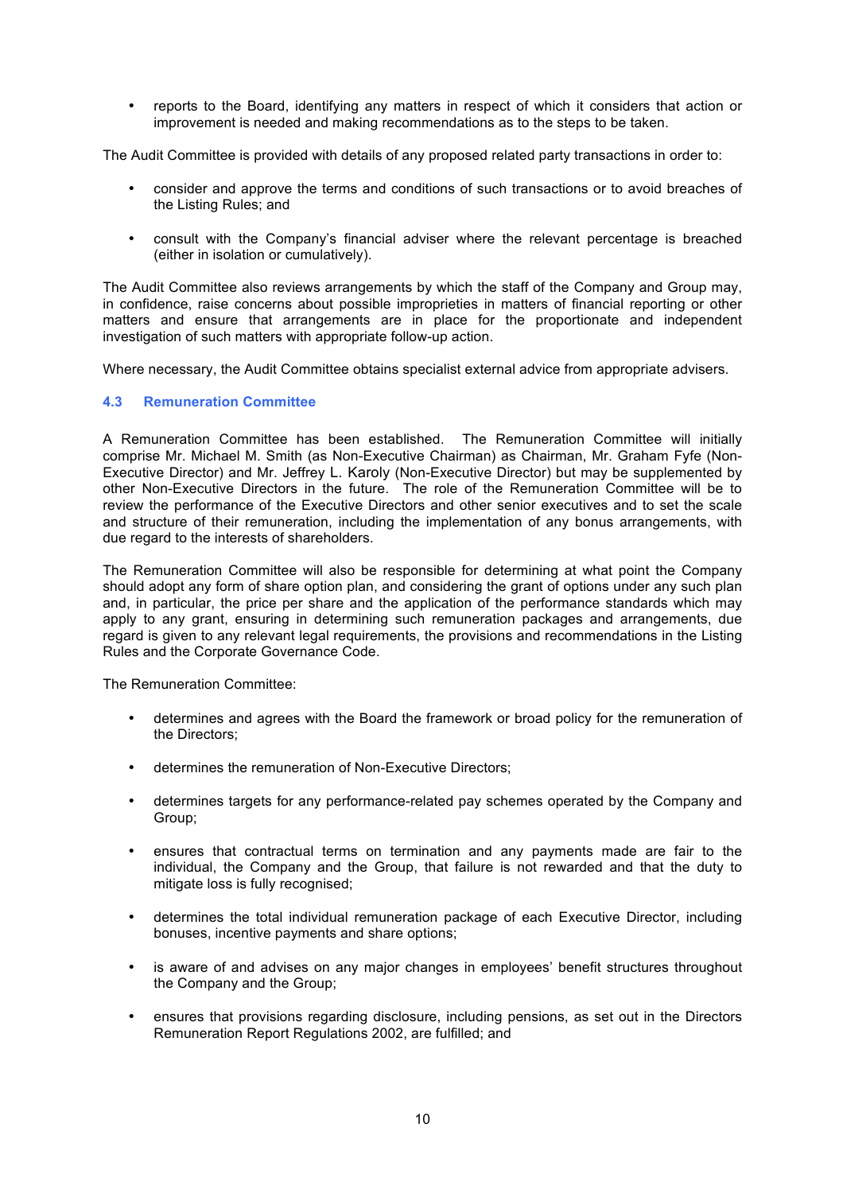- reports to the Board, identifying any matters in respect of which it considers that action or improvement is needed and making recommendations as to the steps to be taken.

The Audit Committee is provided with details of any proposed related party transactions in order to:

- consider and approve the terms and conditions of such transactions or to avoid breaches of the Listing Rules; and
- consult with the Company's financial adviser where the relevant percentage is breached (either in isolation or cumulatively).

The Audit Committee also reviews arrangements by which the staff of the Company and Group may, in confidence, raise concerns about possible improprieties in matters of financial reporting or other matters and ensure that arrangements are in place for the proportionate and independent investigation of such matters with appropriate follow-up action.

Where necessary, the Audit Committee obtains specialist external advice from appropriate advisers.

### 4.3 Remuneration Committee

A Remuneration Committee has been established. The Remuneration Committee will initially comprise Mr. Michael M. Smith (as Non-Executive Chairman) as Chairman, Mr. Graham Fyfe (Non-Executive Director) and Mr. Jeffrey L. Karoly (Non-Executive Director) but may be supplemented by other Non-Executive Directors in the future. The role of the Remuneration Committee will be to review the performance of the Executive Directors and other senior executives and to set the scale and structure of their remuneration, including the implementation of any bonus arrangements, with due regard to the interests of shareholders.

The Remuneration Committee will also be responsible for determining at what point the Company should adopt any form of share option plan, and considering the grant of options under any such plan and, in particular, the price per share and the application of the performance standards which may apply to any grant, ensuring in determining such remuneration packages and arrangements, due regard is given to any relevant legal requirements, the provisions and recommendations in the Listing Rules and the Corporate Governance Code.

The Remuneration Committee:

- determines and agrees with the Board the framework or broad policy for the remuneration of the Directors;
- determines the remuneration of Non-Executive Directors;
- determines targets for any performance-related pay schemes operated by the Company and Group;
- ensures that contractual terms on termination and any payments made are fair to the individual, the Company and the Group, that failure is not rewarded and that the duty to mitigate loss is fully recognised;
- determines the total individual remuneration package of each Executive Director, including bonuses, incentive payments and share options;
- is aware of and advises on any major changes in employees' benefit structures throughout the Company and the Group;
- ensures that provisions regarding disclosure, including pensions, as set out in the Directors Remuneration Report Regulations 2002, are fulfilled; and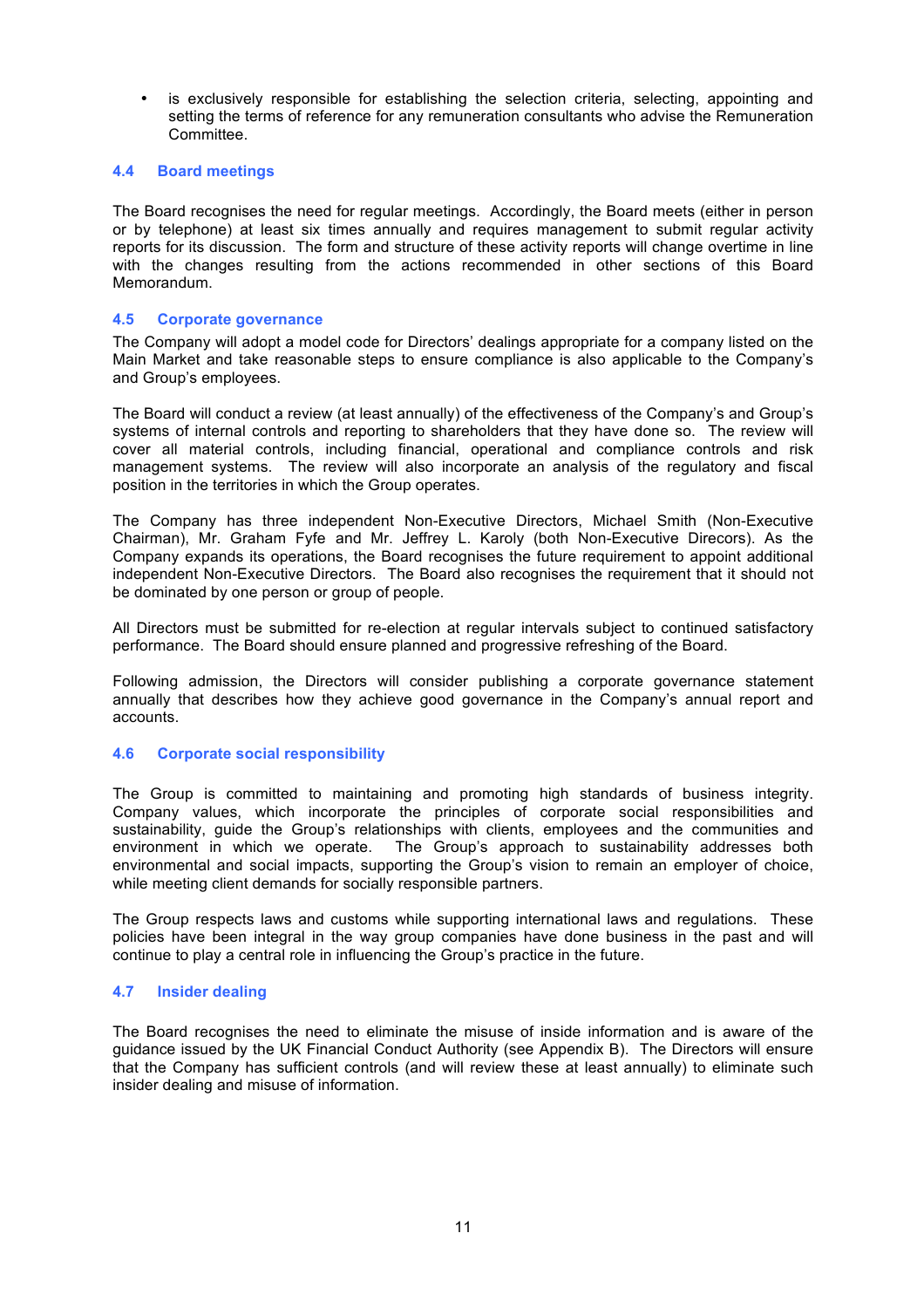- is exclusively responsible for establishing the selection criteria, selecting, appointing and setting the terms of reference for any remuneration consultants who advise the Remuneration Committee.

### 4.4 Board meetings

The Board recognises the need for regular meetings. Accordingly, the Board meets (either in person or by telephone) at least six times annually and requires management to submit regular activity reports for its discussion. The form and structure of these activity reports will change overtime in line with the changes resulting from the actions recommended in other sections of this Board Memorandum.

### 4.5 Corporate governance

The Company will adopt a model code for Directors' dealings appropriate for a company listed on the Main Market and take reasonable steps to ensure compliance is also applicable to the Company's and Group's employees.

The Board will conduct a review (at least annually) of the effectiveness of the Company's and Group's systems of internal controls and reporting to shareholders that they have done so. The review will cover all material controls, including financial, operational and compliance controls and risk management systems. The review will also incorporate an analysis of the regulatory and fiscal position in the territories in which the Group operates.

The Company has three independent Non-Executive Directors, Michael Smith (Non-Executive Chairman), Mr. Graham Fyfe and Mr. Jeffrey L. Karoly (both Non-Executive Direcors). As the Company expands its operations, the Board recognises the future requirement to appoint additional independent Non-Executive Directors. The Board also recognises the requirement that it should not be dominated by one person or group of people.

All Directors must be submitted for re-election at regular intervals subject to continued satisfactory performance. The Board should ensure planned and progressive refreshing of the Board.

Following admission, the Directors will consider publishing a corporate governance statement annually that describes how they achieve good governance in the Company's annual report and accounts.

### 4.6 Corporate social responsibility

The Group is committed to maintaining and promoting high standards of business integrity. Company values, which incorporate the principles of corporate social responsibilities and sustainability, guide the Group's relationships with clients, employees and the communities and environment in which we operate. The Group's approach to sustainability addresses both environmental and social impacts, supporting the Group's vision to remain an employer of choice, while meeting client demands for socially responsible partners.

The Group respects laws and customs while supporting international laws and regulations. These policies have been integral in the way group companies have done business in the past and will continue to play a central role in influencing the Group's practice in the future.

### 4.7 Insider dealing

The Board recognises the need to eliminate the misuse of inside information and is aware of the guidance issued by the UK Financial Conduct Authority (see Appendix B). The Directors will ensure that the Company has sufficient controls (and will review these at least annually) to eliminate such insider dealing and misuse of information.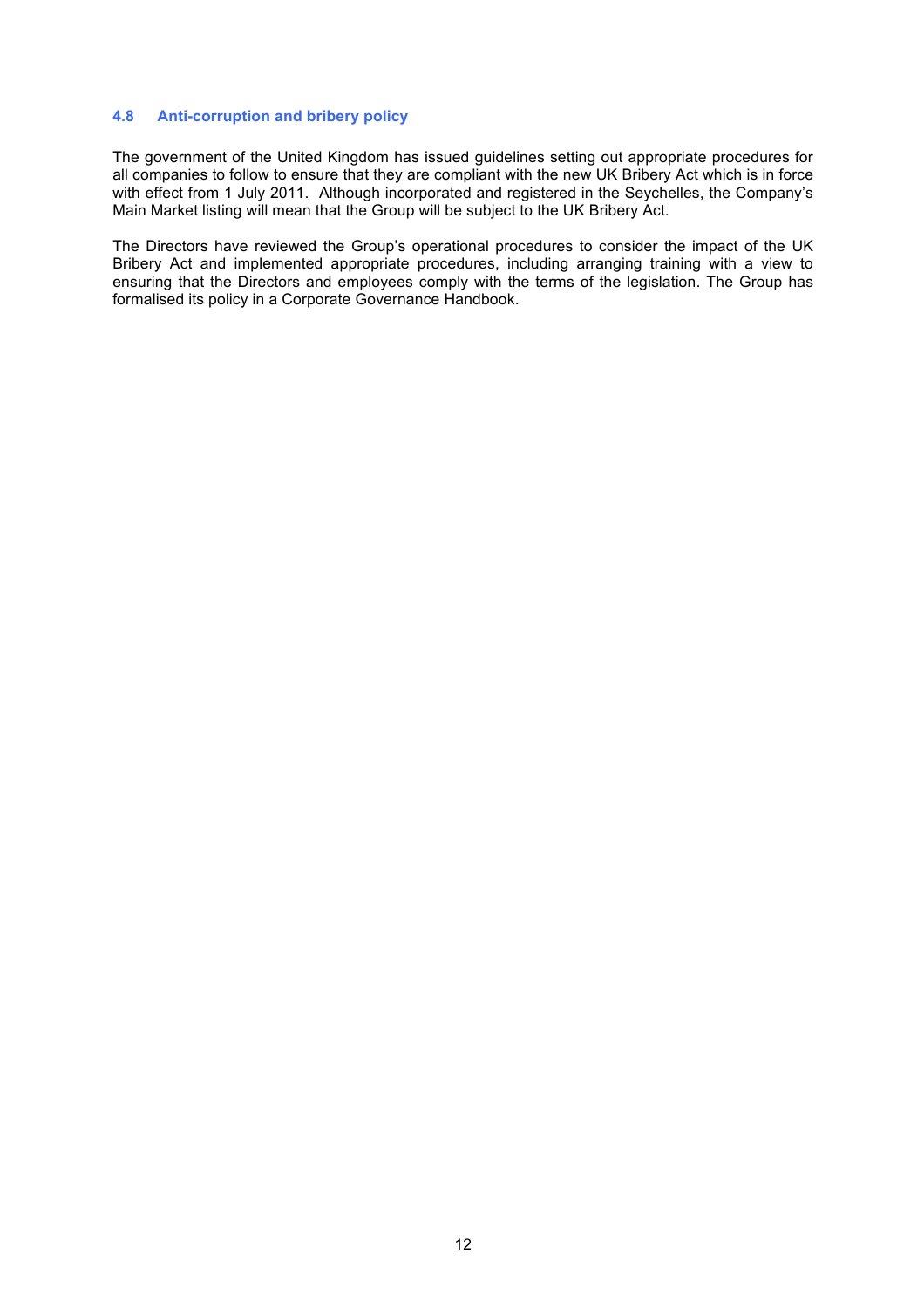### 4.8 Anti-corruption and bribery policy

The government of the United Kingdom has issued guidelines setting out appropriate procedures for all companies to follow to ensure that they are compliant with the new UK Bribery Act which is in force with effect from 1 July 2011. Although incorporated and registered in the Seychelles, the Company's Main Market listing will mean that the Group will be subject to the UK Bribery Act.

The Directors have reviewed the Group's operational procedures to consider the impact of the UK Bribery Act and implemented appropriate procedures, including arranging training with a view to ensuring that the Directors and employees comply with the terms of the legislation. The Group has formalised its policy in a Corporate Governance Handbook.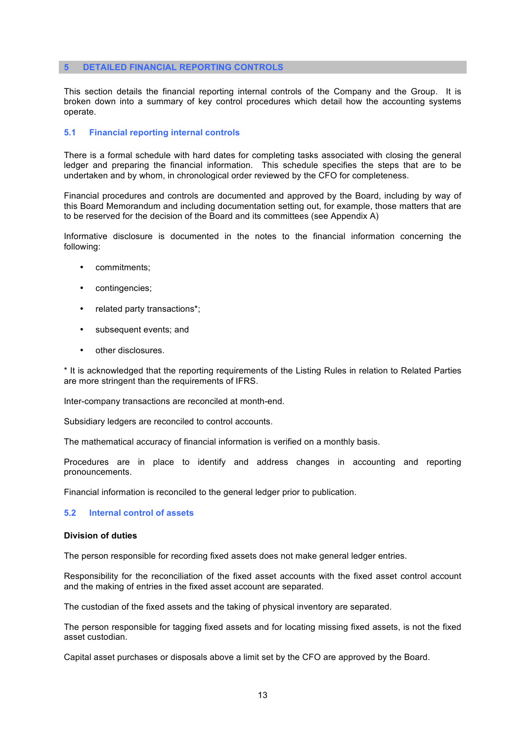# 5 DETAILED FINANCIAL REPORTING CONTROLS

This section details the financial reporting internal controls of the Company and the Group. It is broken down into a summary of key control procedures which detail how the accounting systems operate.

## 5.1 Financial reporting internal controls

There is a formal schedule with hard dates for completing tasks associated with closing the general ledger and preparing the financial information. This schedule specifies the steps that are to be undertaken and by whom, in chronological order reviewed by the CFO for completeness.

Financial procedures and controls are documented and approved by the Board, including by way of this Board Memorandum and including documentation setting out, for example, those matters that are to be reserved for the decision of the Board and its committees (see Appendix A)

Informative disclosure is documented in the notes to the financial information concerning the following:

- commitments;
- contingencies;
- related party transactions*;
- subsequent events; and
- other disclosures.

* It is acknowledged that the reporting requirements of the Listing Rules in relation to Related Parties are more stringent than the requirements of IFRS.

Inter-company transactions are reconciled at month-end.

Subsidiary ledgers are reconciled to control accounts.

The mathematical accuracy of financial information is verified on a monthly basis.

Procedures are in place to identify and address changes in accounting and reporting pronouncements.

Financial information is reconciled to the general ledger prior to publication.

## 5.2 Internal control of assets

**Division of duties**

The person responsible for recording fixed assets does not make general ledger entries.

Responsibility for the reconciliation of the fixed asset accounts with the fixed asset control account and the making of entries in the fixed asset account are separated.

The custodian of the fixed assets and the taking of physical inventory are separated.

The person responsible for tagging fixed assets and for locating missing fixed assets, is not the fixed asset custodian.

Capital asset purchases or disposals above a limit set by the CFO are approved by the Board.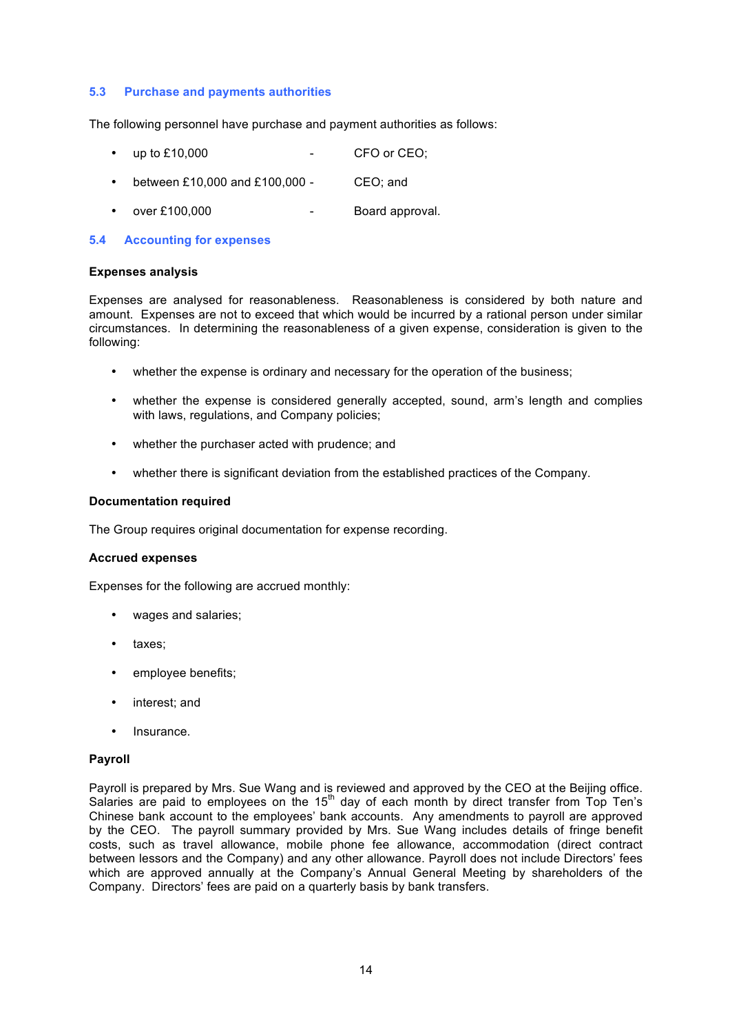### 5.3 Purchase and payments authorities

The following personnel have purchase and payment authorities as follows:

- up to £10,000 - CFO or CEO;
- between £10,000 and £100,000 - CEO; and
- over £100,000 - Board approval.

### 5.4 Accounting for expenses

**Expenses analysis**

Expenses are analysed for reasonableness. Reasonableness is considered by both nature and amount. Expenses are not to exceed that which would be incurred by a rational person under similar circumstances. In determining the reasonableness of a given expense, consideration is given to the following:

- whether the expense is ordinary and necessary for the operation of the business;
- whether the expense is considered generally accepted, sound, arm's length and complies with laws, regulations, and Company policies;
- whether the purchaser acted with prudence; and
- whether there is significant deviation from the established practices of the Company.

**Documentation required**

The Group requires original documentation for expense recording.

**Accrued expenses**

Expenses for the following are accrued monthly:

- wages and salaries;
- taxes;
- employee benefits;
- interest; and
- Insurance.

**Payroll**

Payroll is prepared by Mrs. Sue Wang and is reviewed and approved by the CEO at the Beijing office. Salaries are paid to employees on the 15th day of each month by direct transfer from Top Ten's Chinese bank account to the employees' bank accounts. Any amendments to payroll are approved by the CEO. The payroll summary provided by Mrs. Sue Wang includes details of fringe benefit costs, such as travel allowance, mobile phone fee allowance, accommodation (direct contract between lessors and the Company) and any other allowance. Payroll does not include Directors' fees which are approved annually at the Company's Annual General Meeting by shareholders of the Company. Directors' fees are paid on a quarterly basis by bank transfers.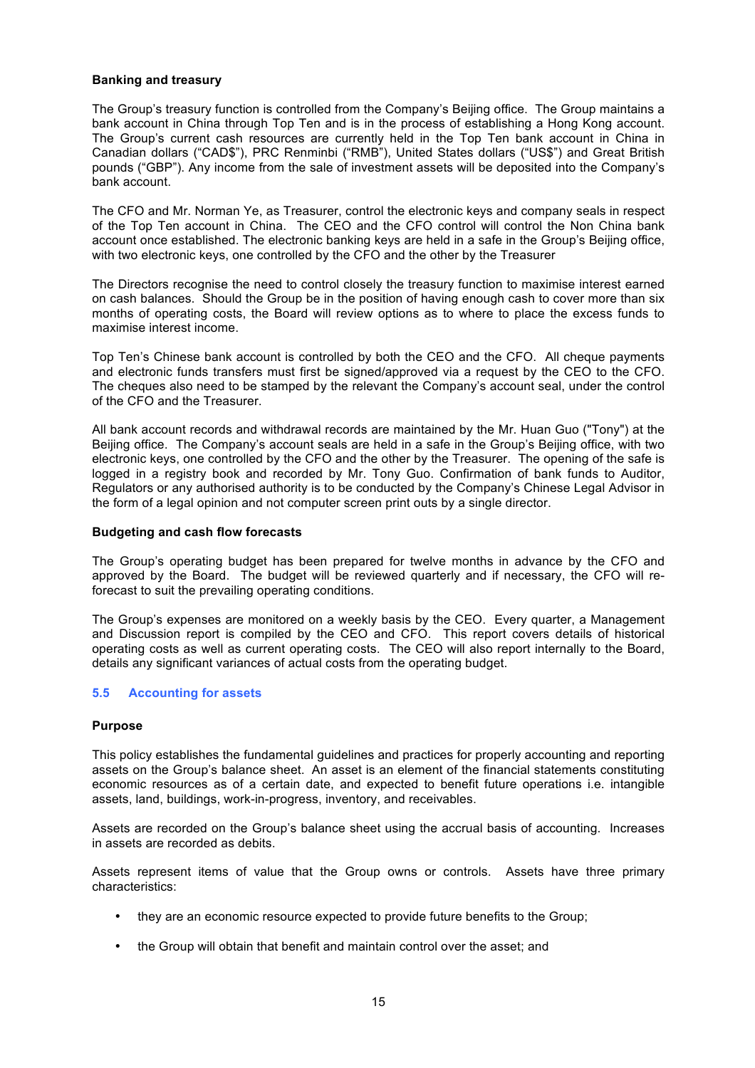**Banking and treasury**

The Group's treasury function is controlled from the Company's Beijing office. The Group maintains a bank account in China through Top Ten and is in the process of establishing a Hong Kong account. The Group's current cash resources are currently held in the Top Ten bank account in China in Canadian dollars ("CAD$"), PRC Renminbi ("RMB"), United States dollars ("US$") and Great British pounds ("GBP"). Any income from the sale of investment assets will be deposited into the Company's bank account.

The CFO and Mr. Norman Ye, as Treasurer, control the electronic keys and company seals in respect of the Top Ten account in China. The CEO and the CFO control will control the Non China bank account once established. The electronic banking keys are held in a safe in the Group's Beijing office, with two electronic keys, one controlled by the CFO and the other by the Treasurer

The Directors recognise the need to control closely the treasury function to maximise interest earned on cash balances. Should the Group be in the position of having enough cash to cover more than six months of operating costs, the Board will review options as to where to place the excess funds to maximise interest income.

Top Ten's Chinese bank account is controlled by both the CEO and the CFO. All cheque payments and electronic funds transfers must first be signed/approved via a request by the CEO to the CFO. The cheques also need to be stamped by the relevant the Company's account seal, under the control of the CFO and the Treasurer.

All bank account records and withdrawal records are maintained by the Mr. Huan Guo ("Tony") at the Beijing office. The Company's account seals are held in a safe in the Group's Beijing office, with two electronic keys, one controlled by the CFO and the other by the Treasurer. The opening of the safe is logged in a registry book and recorded by Mr. Tony Guo. Confirmation of bank funds to Auditor, Regulators or any authorised authority is to be conducted by the Company's Chinese Legal Advisor in the form of a legal opinion and not computer screen print outs by a single director.

**Budgeting and cash flow forecasts**

The Group's operating budget has been prepared for twelve months in advance by the CFO and approved by the Board. The budget will be reviewed quarterly and if necessary, the CFO will re-forecast to suit the prevailing operating conditions.

The Group's expenses are monitored on a weekly basis by the CEO. Every quarter, a Management and Discussion report is compiled by the CEO and CFO. This report covers details of historical operating costs as well as current operating costs. The CEO will also report internally to the Board, details any significant variances of actual costs from the operating budget.

### 5.5 Accounting for assets

**Purpose**

This policy establishes the fundamental guidelines and practices for properly accounting and reporting assets on the Group's balance sheet. An asset is an element of the financial statements constituting economic resources as of a certain date, and expected to benefit future operations i.e. intangible assets, land, buildings, work-in-progress, inventory, and receivables.

Assets are recorded on the Group's balance sheet using the accrual basis of accounting. Increases in assets are recorded as debits.

Assets represent items of value that the Group owns or controls. Assets have three primary characteristics:

- they are an economic resource expected to provide future benefits to the Group;
- the Group will obtain that benefit and maintain control over the asset; and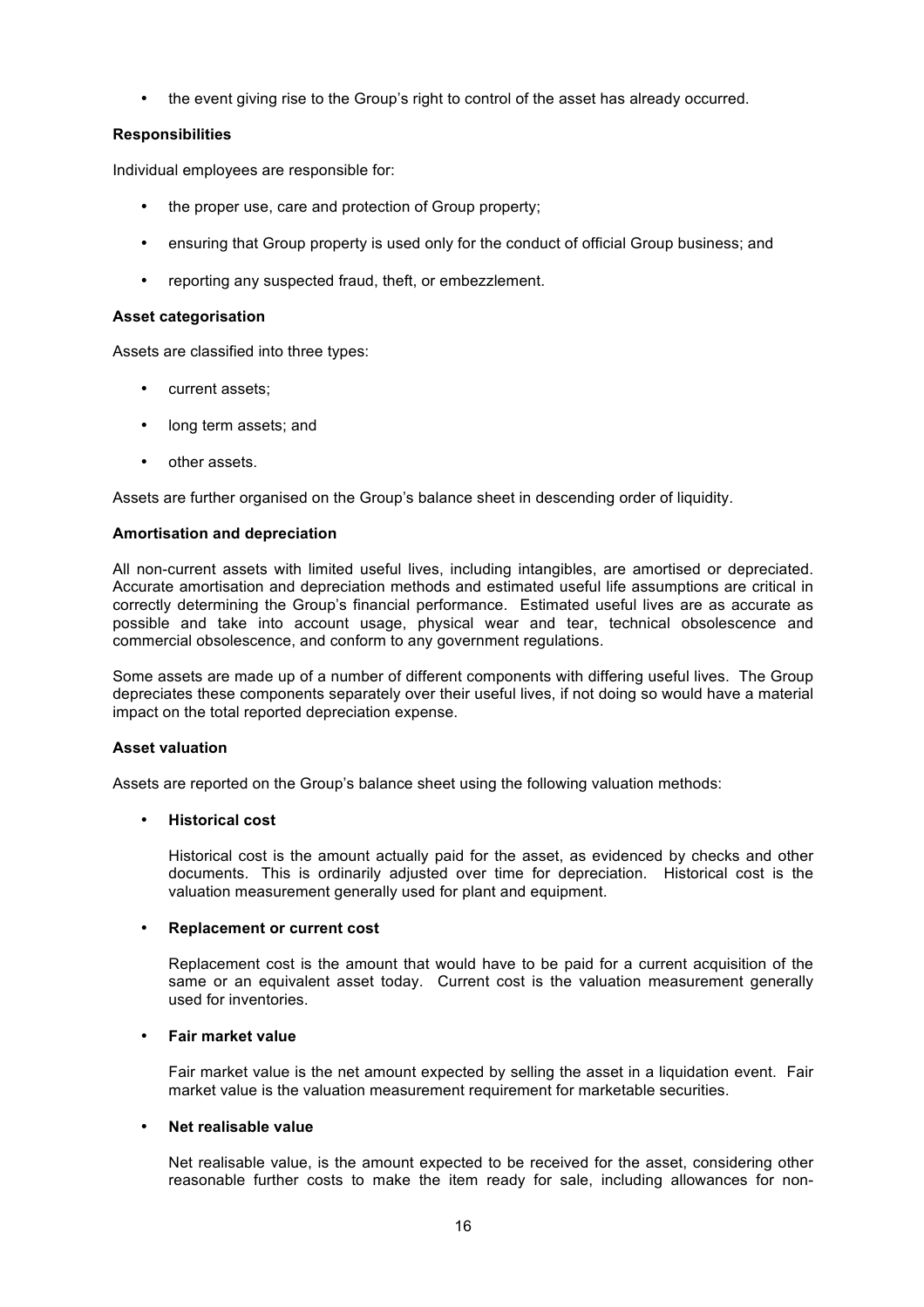- the event giving rise to the Group's right to control of the asset has already occurred.

**Responsibilities**

Individual employees are responsible for:

- the proper use, care and protection of Group property;
- ensuring that Group property is used only for the conduct of official Group business; and
- reporting any suspected fraud, theft, or embezzlement.

**Asset categorisation**

Assets are classified into three types:

- current assets;
- long term assets; and
- other assets.

Assets are further organised on the Group's balance sheet in descending order of liquidity.

**Amortisation and depreciation**

All non-current assets with limited useful lives, including intangibles, are amortised or depreciated. Accurate amortisation and depreciation methods and estimated useful life assumptions are critical in correctly determining the Group's financial performance. Estimated useful lives are as accurate as possible and take into account usage, physical wear and tear, technical obsolescence and commercial obsolescence, and conform to any government regulations.

Some assets are made up of a number of different components with differing useful lives. The Group depreciates these components separately over their useful lives, if not doing so would have a material impact on the total reported depreciation expense.

**Asset valuation**

Assets are reported on the Group's balance sheet using the following valuation methods:

- **Historical cost**

  Historical cost is the amount actually paid for the asset, as evidenced by checks and other documents. This is ordinarily adjusted over time for depreciation. Historical cost is the valuation measurement generally used for plant and equipment.

- **Replacement or current cost**

  Replacement cost is the amount that would have to be paid for a current acquisition of the same or an equivalent asset today. Current cost is the valuation measurement generally used for inventories.

- **Fair market value**

  Fair market value is the net amount expected by selling the asset in a liquidation event. Fair market value is the valuation measurement requirement for marketable securities.

- **Net realisable value**

  Net realisable value, is the amount expected to be received for the asset, considering other reasonable further costs to make the item ready for sale, including allowances for non-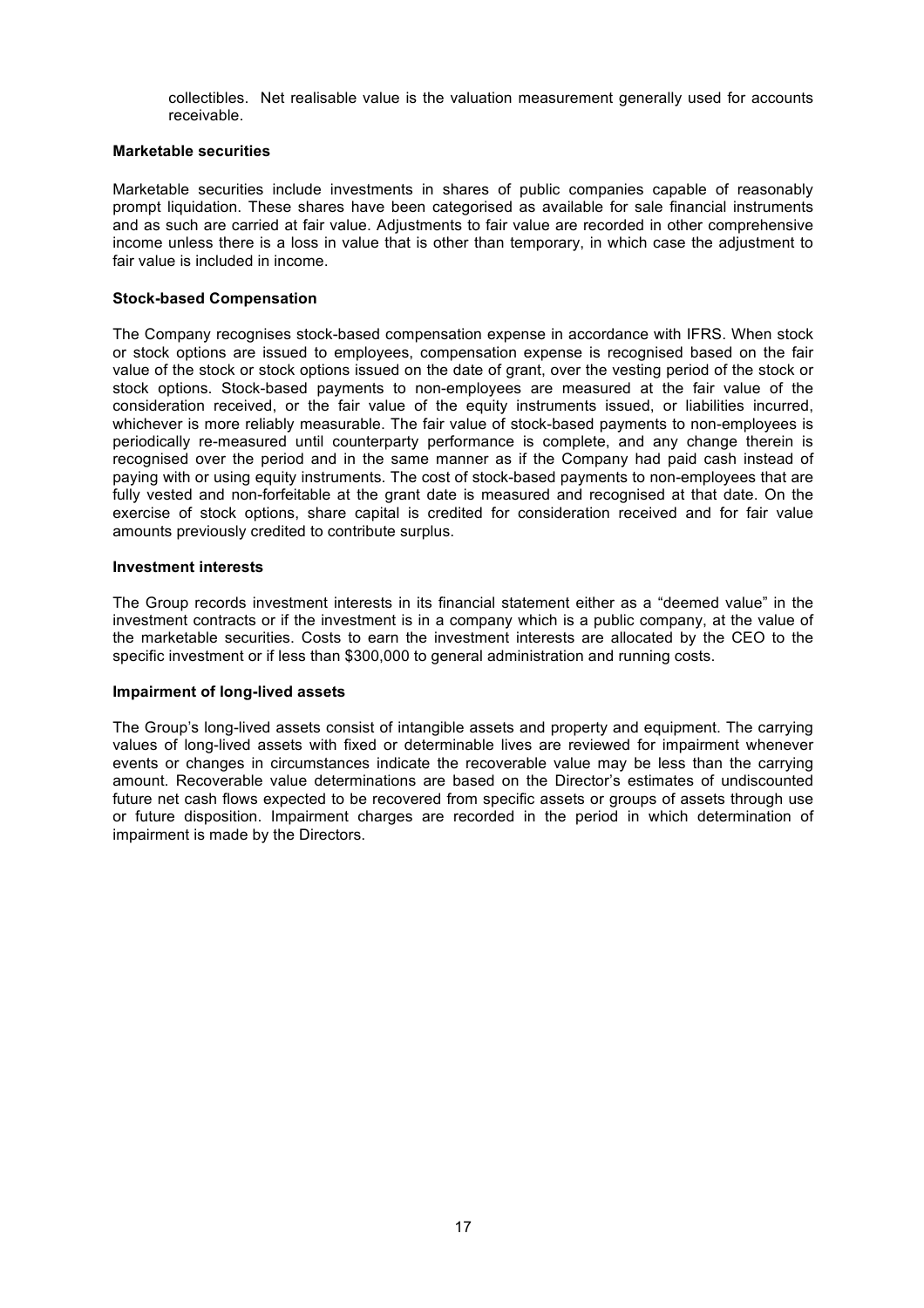collectibles. Net realisable value is the valuation measurement generally used for accounts receivable.

**Marketable securities**

Marketable securities include investments in shares of public companies capable of reasonably prompt liquidation. These shares have been categorised as available for sale financial instruments and as such are carried at fair value. Adjustments to fair value are recorded in other comprehensive income unless there is a loss in value that is other than temporary, in which case the adjustment to fair value is included in income.

**Stock-based Compensation**

The Company recognises stock-based compensation expense in accordance with IFRS. When stock or stock options are issued to employees, compensation expense is recognised based on the fair value of the stock or stock options issued on the date of grant, over the vesting period of the stock or stock options. Stock-based payments to non-employees are measured at the fair value of the consideration received, or the fair value of the equity instruments issued, or liabilities incurred, whichever is more reliably measurable. The fair value of stock-based payments to non-employees is periodically re-measured until counterparty performance is complete, and any change therein is recognised over the period and in the same manner as if the Company had paid cash instead of paying with or using equity instruments. The cost of stock-based payments to non-employees that are fully vested and non-forfeitable at the grant date is measured and recognised at that date. On the exercise of stock options, share capital is credited for consideration received and for fair value amounts previously credited to contribute surplus.

**Investment interests**

The Group records investment interests in its financial statement either as a "deemed value" in the investment contracts or if the investment is in a company which is a public company, at the value of the marketable securities. Costs to earn the investment interests are allocated by the CEO to the specific investment or if less than $300,000 to general administration and running costs.

**Impairment of long-lived assets**

The Group's long-lived assets consist of intangible assets and property and equipment. The carrying values of long-lived assets with fixed or determinable lives are reviewed for impairment whenever events or changes in circumstances indicate the recoverable value may be less than the carrying amount. Recoverable value determinations are based on the Director's estimates of undiscounted future net cash flows expected to be recovered from specific assets or groups of assets through use or future disposition. Impairment charges are recorded in the period in which determination of impairment is made by the Directors.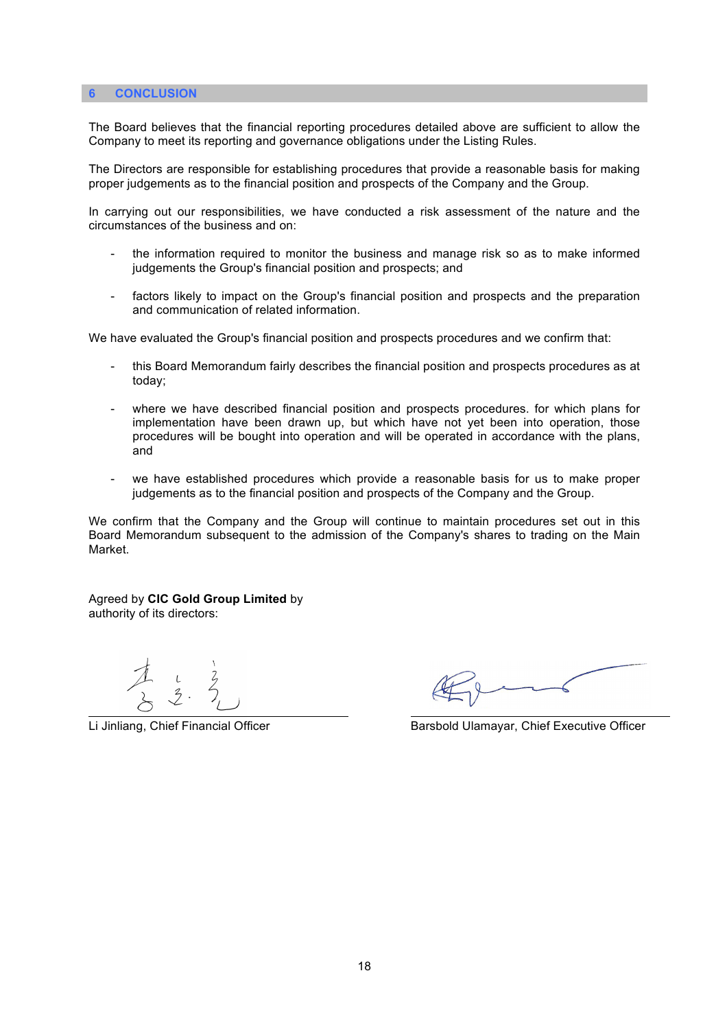## 6 CONCLUSION

The Board believes that the financial reporting procedures detailed above are sufficient to allow the Company to meet its reporting and governance obligations under the Listing Rules.

The Directors are responsible for establishing procedures that provide a reasonable basis for making proper judgements as to the financial position and prospects of the Company and the Group.

In carrying out our responsibilities, we have conducted a risk assessment of the nature and the circumstances of the business and on:

- the information required to monitor the business and manage risk so as to make informed judgements the Group's financial position and prospects; and

- factors likely to impact on the Group's financial position and prospects and the preparation and communication of related information.

We have evaluated the Group's financial position and prospects procedures and we confirm that:

- this Board Memorandum fairly describes the financial position and prospects procedures as at today;

- where we have described financial position and prospects procedures. for which plans for implementation have been drawn up, but which have not yet been into operation, those procedures will be bought into operation and will be operated in accordance with the plans, and

- we have established procedures which provide a reasonable basis for us to make proper judgements as to the financial position and prospects of the Company and the Group.

We confirm that the Company and the Group will continue to maintain procedures set out in this Board Memorandum subsequent to the admission of the Company's shares to trading on the Main Market.

Agreed by **CIC Gold Group Limited** by authority of its directors:

Li Jinliang, Chief Financial Officer

Barsbold Ulamayar, Chief Executive Officer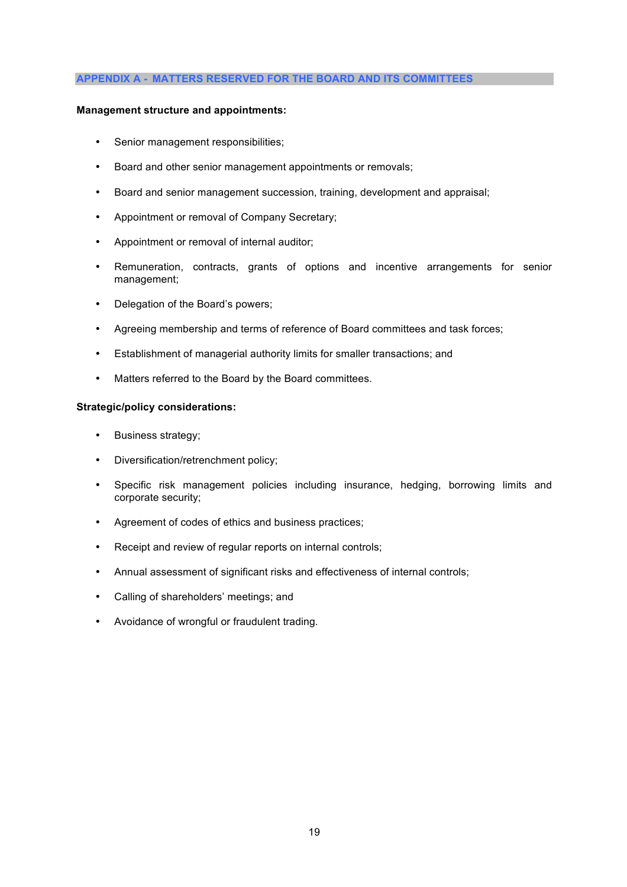## APPENDIX A - MATTERS RESERVED FOR THE BOARD AND ITS COMMITTEES

**Management structure and appointments:**

- Senior management responsibilities;
- Board and other senior management appointments or removals;
- Board and senior management succession, training, development and appraisal;
- Appointment or removal of Company Secretary;
- Appointment or removal of internal auditor;
- Remuneration, contracts, grants of options and incentive arrangements for senior management;
- Delegation of the Board's powers;
- Agreeing membership and terms of reference of Board committees and task forces;
- Establishment of managerial authority limits for smaller transactions; and
- Matters referred to the Board by the Board committees.

**Strategic/policy considerations:**

- Business strategy;
- Diversification/retrenchment policy;
- Specific risk management policies including insurance, hedging, borrowing limits and corporate security;
- Agreement of codes of ethics and business practices;
- Receipt and review of regular reports on internal controls;
- Annual assessment of significant risks and effectiveness of internal controls;
- Calling of shareholders' meetings; and
- Avoidance of wrongful or fraudulent trading.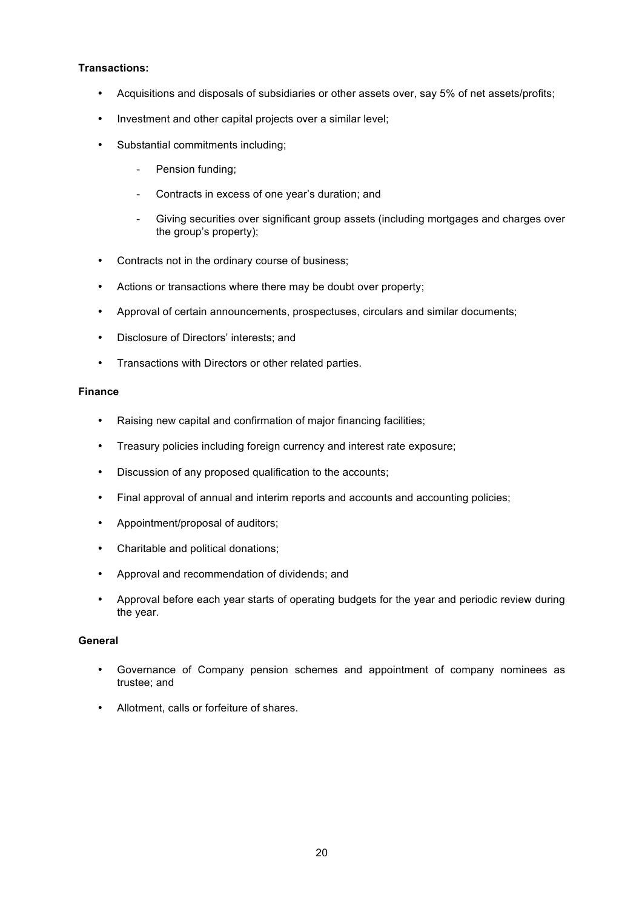**Transactions:**

- Acquisitions and disposals of subsidiaries or other assets over, say 5% of net assets/profits;
- Investment and other capital projects over a similar level;
- Substantial commitments including;
  - Pension funding;
  - Contracts in excess of one year's duration; and
  - Giving securities over significant group assets (including mortgages and charges over the group's property);
- Contracts not in the ordinary course of business;
- Actions or transactions where there may be doubt over property;
- Approval of certain announcements, prospectuses, circulars and similar documents;
- Disclosure of Directors' interests; and
- Transactions with Directors or other related parties.

**Finance**

- Raising new capital and confirmation of major financing facilities;
- Treasury policies including foreign currency and interest rate exposure;
- Discussion of any proposed qualification to the accounts;
- Final approval of annual and interim reports and accounts and accounting policies;
- Appointment/proposal of auditors;
- Charitable and political donations;
- Approval and recommendation of dividends; and
- Approval before each year starts of operating budgets for the year and periodic review during the year.

**General**

- Governance of Company pension schemes and appointment of company nominees as trustee; and
- Allotment, calls or forfeiture of shares.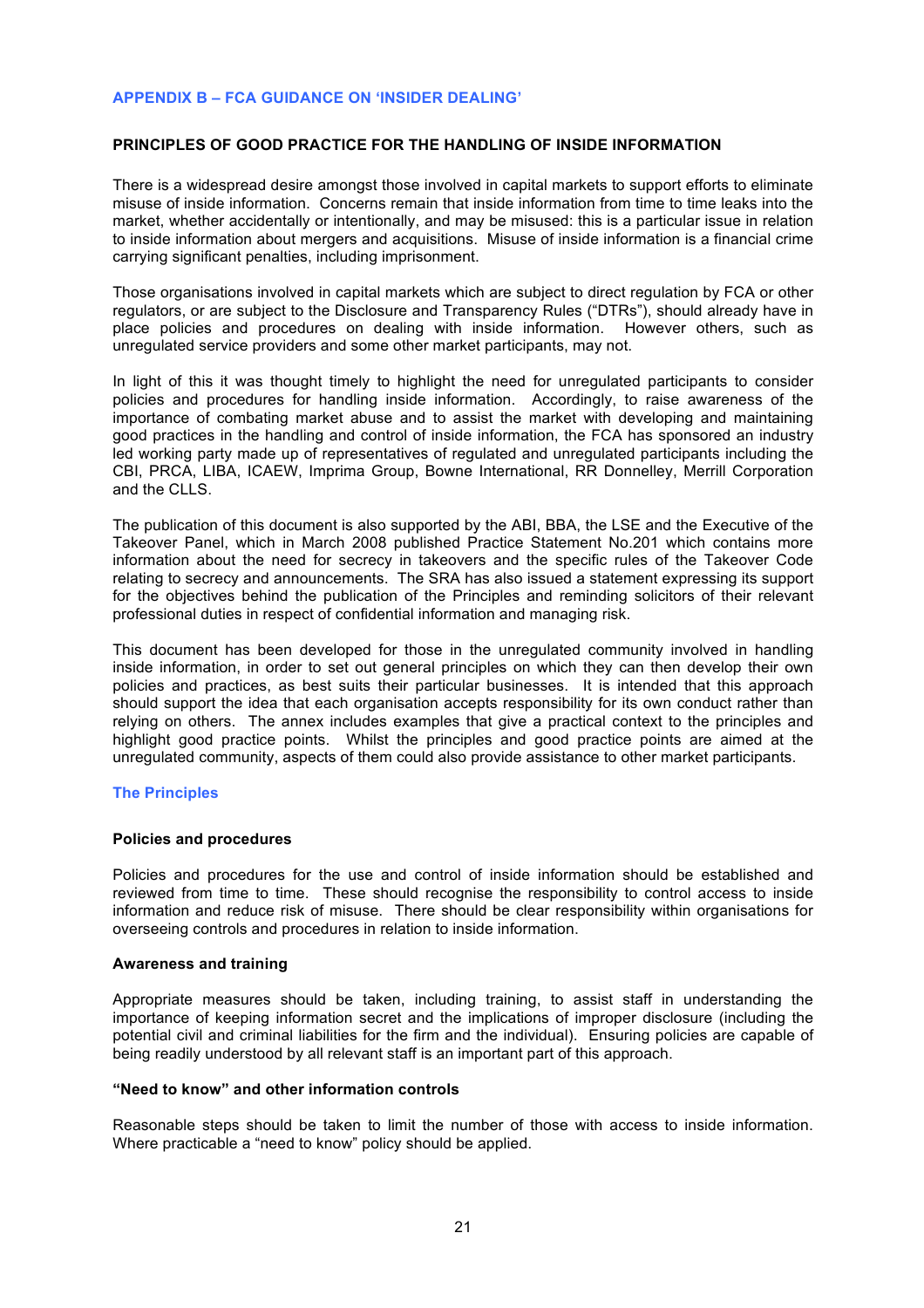## APPENDIX B – FCA GUIDANCE ON 'INSIDER DEALING'

### PRINCIPLES OF GOOD PRACTICE FOR THE HANDLING OF INSIDE INFORMATION

There is a widespread desire amongst those involved in capital markets to support efforts to eliminate misuse of inside information. Concerns remain that inside information from time to time leaks into the market, whether accidentally or intentionally, and may be misused: this is a particular issue in relation to inside information about mergers and acquisitions. Misuse of inside information is a financial crime carrying significant penalties, including imprisonment.

Those organisations involved in capital markets which are subject to direct regulation by FCA or other regulators, or are subject to the Disclosure and Transparency Rules ("DTRs"), should already have in place policies and procedures on dealing with inside information. However others, such as unregulated service providers and some other market participants, may not.

In light of this it was thought timely to highlight the need for unregulated participants to consider policies and procedures for handling inside information. Accordingly, to raise awareness of the importance of combating market abuse and to assist the market with developing and maintaining good practices in the handling and control of inside information, the FCA has sponsored an industry led working party made up of representatives of regulated and unregulated participants including the CBI, PRCA, LIBA, ICAEW, Imprima Group, Bowne International, RR Donnelley, Merrill Corporation and the CLLS.

The publication of this document is also supported by the ABI, BBA, the LSE and the Executive of the Takeover Panel, which in March 2008 published Practice Statement No.201 which contains more information about the need for secrecy in takeovers and the specific rules of the Takeover Code relating to secrecy and announcements. The SRA has also issued a statement expressing its support for the objectives behind the publication of the Principles and reminding solicitors of their relevant professional duties in respect of confidential information and managing risk.

This document has been developed for those in the unregulated community involved in handling inside information, in order to set out general principles on which they can then develop their own policies and practices, as best suits their particular businesses. It is intended that this approach should support the idea that each organisation accepts responsibility for its own conduct rather than relying on others. The annex includes examples that give a practical context to the principles and highlight good practice points. Whilst the principles and good practice points are aimed at the unregulated community, aspects of them could also provide assistance to other market participants.

### The Principles

#### Policies and procedures

Policies and procedures for the use and control of inside information should be established and reviewed from time to time. These should recognise the responsibility to control access to inside information and reduce risk of misuse. There should be clear responsibility within organisations for overseeing controls and procedures in relation to inside information.

#### Awareness and training

Appropriate measures should be taken, including training, to assist staff in understanding the importance of keeping information secret and the implications of improper disclosure (including the potential civil and criminal liabilities for the firm and the individual). Ensuring policies are capable of being readily understood by all relevant staff is an important part of this approach.

#### "Need to know" and other information controls

Reasonable steps should be taken to limit the number of those with access to inside information. Where practicable a "need to know" policy should be applied.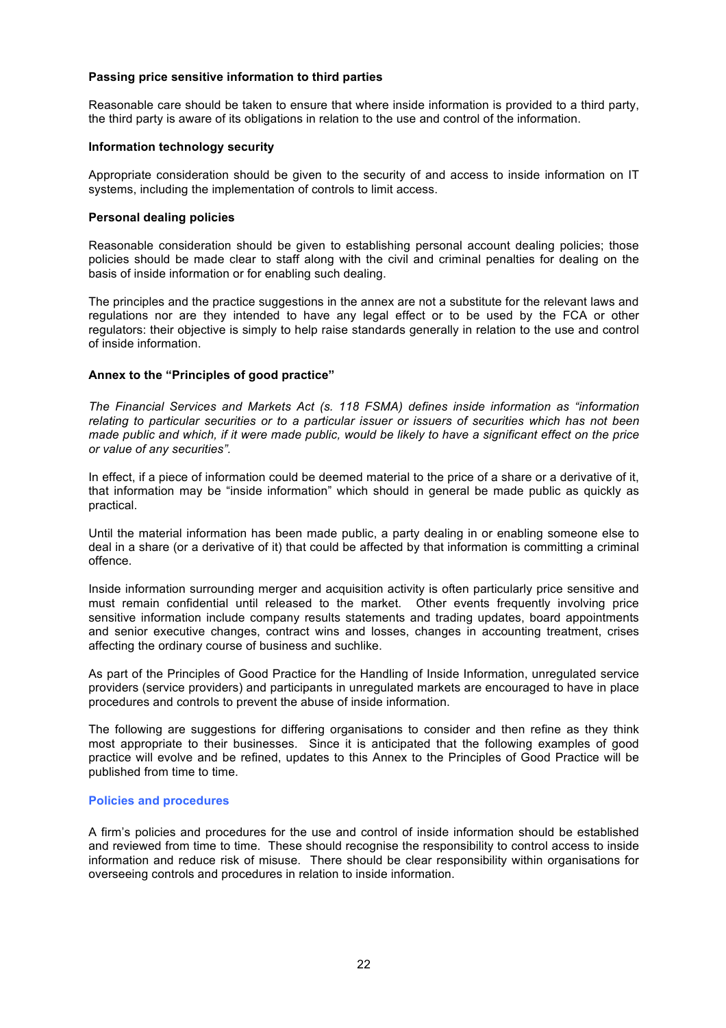**Passing price sensitive information to third parties**

Reasonable care should be taken to ensure that where inside information is provided to a third party, the third party is aware of its obligations in relation to the use and control of the information.

**Information technology security**

Appropriate consideration should be given to the security of and access to inside information on IT systems, including the implementation of controls to limit access.

**Personal dealing policies**

Reasonable consideration should be given to establishing personal account dealing policies; those policies should be made clear to staff along with the civil and criminal penalties for dealing on the basis of inside information or for enabling such dealing.

The principles and the practice suggestions in the annex are not a substitute for the relevant laws and regulations nor are they intended to have any legal effect or to be used by the FCA or other regulators: their objective is simply to help raise standards generally in relation to the use and control of inside information.

**Annex to the "Principles of good practice"**

*The Financial Services and Markets Act (s. 118 FSMA) defines inside information as "information relating to particular securities or to a particular issuer or issuers of securities which has not been made public and which, if it were made public, would be likely to have a significant effect on the price or value of any securities".*

In effect, if a piece of information could be deemed material to the price of a share or a derivative of it, that information may be "inside information" which should in general be made public as quickly as practical.

Until the material information has been made public, a party dealing in or enabling someone else to deal in a share (or a derivative of it) that could be affected by that information is committing a criminal offence.

Inside information surrounding merger and acquisition activity is often particularly price sensitive and must remain confidential until released to the market. Other events frequently involving price sensitive information include company results statements and trading updates, board appointments and senior executive changes, contract wins and losses, changes in accounting treatment, crises affecting the ordinary course of business and suchlike.

As part of the Principles of Good Practice for the Handling of Inside Information, unregulated service providers (service providers) and participants in unregulated markets are encouraged to have in place procedures and controls to prevent the abuse of inside information.

The following are suggestions for differing organisations to consider and then refine as they think most appropriate to their businesses. Since it is anticipated that the following examples of good practice will evolve and be refined, updates to this Annex to the Principles of Good Practice will be published from time to time.

**Policies and procedures**

A firm's policies and procedures for the use and control of inside information should be established and reviewed from time to time. These should recognise the responsibility to control access to inside information and reduce risk of misuse. There should be clear responsibility within organisations for overseeing controls and procedures in relation to inside information.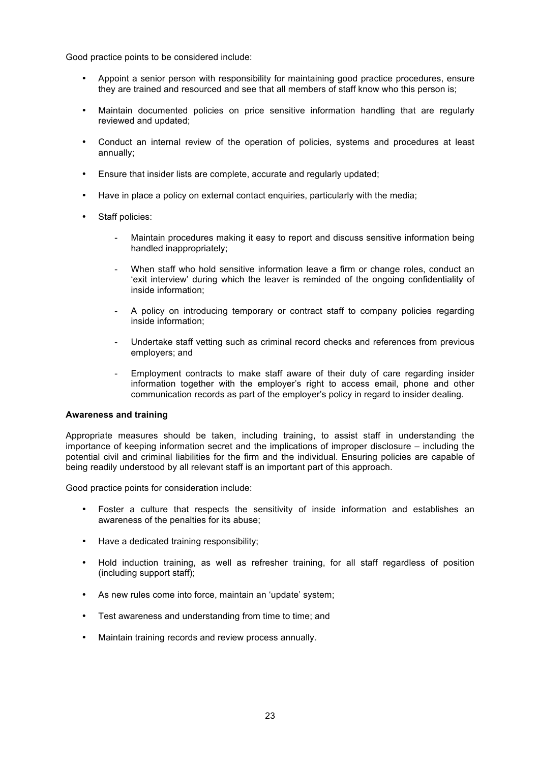Good practice points to be considered include:

- Appoint a senior person with responsibility for maintaining good practice procedures, ensure they are trained and resourced and see that all members of staff know who this person is;
- Maintain documented policies on price sensitive information handling that are regularly reviewed and updated;
- Conduct an internal review of the operation of policies, systems and procedures at least annually;
- Ensure that insider lists are complete, accurate and regularly updated;
- Have in place a policy on external contact enquiries, particularly with the media;
- Staff policies:
    - Maintain procedures making it easy to report and discuss sensitive information being handled inappropriately;
    - When staff who hold sensitive information leave a firm or change roles, conduct an 'exit interview' during which the leaver is reminded of the ongoing confidentiality of inside information;
    - A policy on introducing temporary or contract staff to company policies regarding inside information;
    - Undertake staff vetting such as criminal record checks and references from previous employers; and
    - Employment contracts to make staff aware of their duty of care regarding insider information together with the employer's right to access email, phone and other communication records as part of the employer's policy in regard to insider dealing.

**Awareness and training**

Appropriate measures should be taken, including training, to assist staff in understanding the importance of keeping information secret and the implications of improper disclosure – including the potential civil and criminal liabilities for the firm and the individual. Ensuring policies are capable of being readily understood by all relevant staff is an important part of this approach.

Good practice points for consideration include:

- Foster a culture that respects the sensitivity of inside information and establishes an awareness of the penalties for its abuse;
- Have a dedicated training responsibility;
- Hold induction training, as well as refresher training, for all staff regardless of position (including support staff);
- As new rules come into force, maintain an 'update' system;
- Test awareness and understanding from time to time; and
- Maintain training records and review process annually.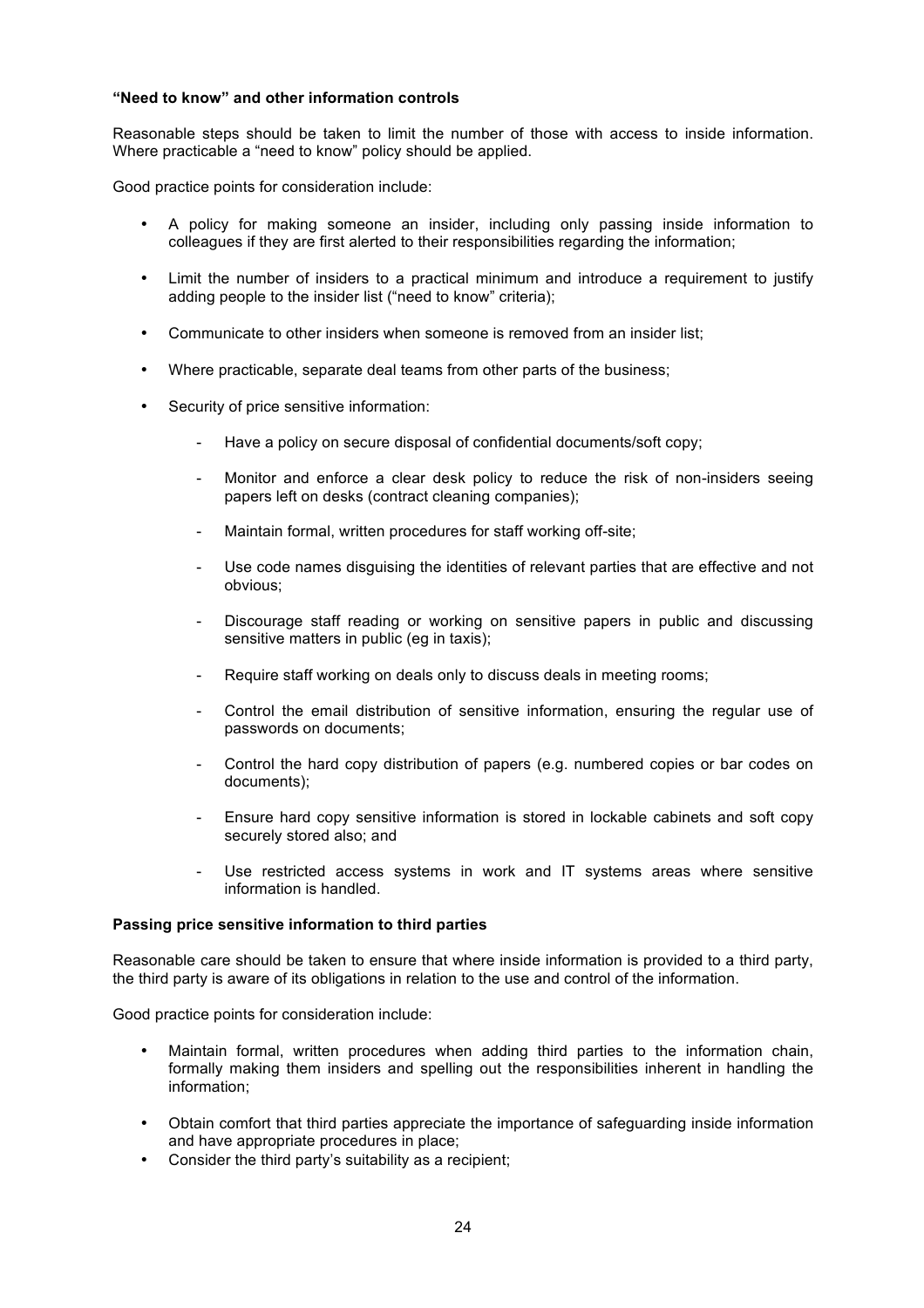**"Need to know" and other information controls**

Reasonable steps should be taken to limit the number of those with access to inside information. Where practicable a "need to know" policy should be applied.

Good practice points for consideration include:

- A policy for making someone an insider, including only passing inside information to colleagues if they are first alerted to their responsibilities regarding the information;
- Limit the number of insiders to a practical minimum and introduce a requirement to justify adding people to the insider list ("need to know" criteria);
- Communicate to other insiders when someone is removed from an insider list;
- Where practicable, separate deal teams from other parts of the business;
- Security of price sensitive information:
  - Have a policy on secure disposal of confidential documents/soft copy;
  - Monitor and enforce a clear desk policy to reduce the risk of non-insiders seeing papers left on desks (contract cleaning companies);
  - Maintain formal, written procedures for staff working off-site;
  - Use code names disguising the identities of relevant parties that are effective and not obvious;
  - Discourage staff reading or working on sensitive papers in public and discussing sensitive matters in public (eg in taxis);
  - Require staff working on deals only to discuss deals in meeting rooms;
  - Control the email distribution of sensitive information, ensuring the regular use of passwords on documents;
  - Control the hard copy distribution of papers (e.g. numbered copies or bar codes on documents);
  - Ensure hard copy sensitive information is stored in lockable cabinets and soft copy securely stored also; and
  - Use restricted access systems in work and IT systems areas where sensitive information is handled.

**Passing price sensitive information to third parties**

Reasonable care should be taken to ensure that where inside information is provided to a third party, the third party is aware of its obligations in relation to the use and control of the information.

Good practice points for consideration include:

- Maintain formal, written procedures when adding third parties to the information chain, formally making them insiders and spelling out the responsibilities inherent in handling the information;
- Obtain comfort that third parties appreciate the importance of safeguarding inside information and have appropriate procedures in place;
- Consider the third party's suitability as a recipient;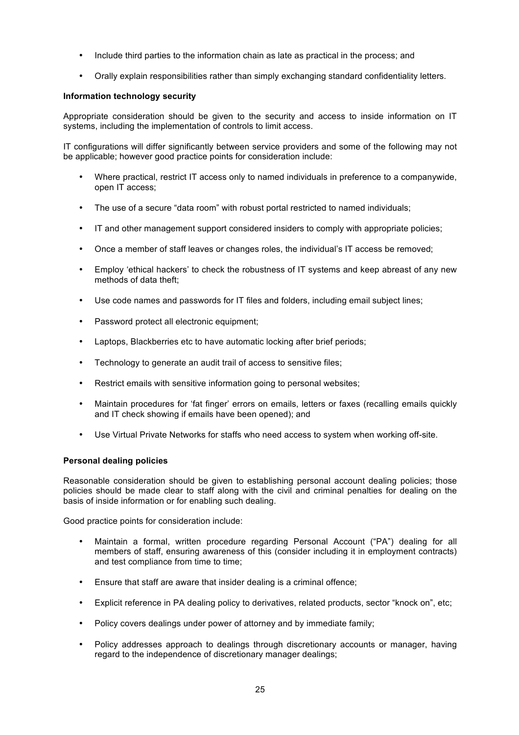- Include third parties to the information chain as late as practical in the process; and
- Orally explain responsibilities rather than simply exchanging standard confidentiality letters.

**Information technology security**

Appropriate consideration should be given to the security and access to inside information on IT systems, including the implementation of controls to limit access.

IT configurations will differ significantly between service providers and some of the following may not be applicable; however good practice points for consideration include:

- Where practical, restrict IT access only to named individuals in preference to a companywide, open IT access;
- The use of a secure "data room" with robust portal restricted to named individuals;
- IT and other management support considered insiders to comply with appropriate policies;
- Once a member of staff leaves or changes roles, the individual's IT access be removed;
- Employ 'ethical hackers' to check the robustness of IT systems and keep abreast of any new methods of data theft;
- Use code names and passwords for IT files and folders, including email subject lines;
- Password protect all electronic equipment;
- Laptops, Blackberries etc to have automatic locking after brief periods;
- Technology to generate an audit trail of access to sensitive files;
- Restrict emails with sensitive information going to personal websites;
- Maintain procedures for 'fat finger' errors on emails, letters or faxes (recalling emails quickly and IT check showing if emails have been opened); and
- Use Virtual Private Networks for staffs who need access to system when working off-site.

**Personal dealing policies**

Reasonable consideration should be given to establishing personal account dealing policies; those policies should be made clear to staff along with the civil and criminal penalties for dealing on the basis of inside information or for enabling such dealing.

Good practice points for consideration include:

- Maintain a formal, written procedure regarding Personal Account ("PA") dealing for all members of staff, ensuring awareness of this (consider including it in employment contracts) and test compliance from time to time;
- Ensure that staff are aware that insider dealing is a criminal offence;
- Explicit reference in PA dealing policy to derivatives, related products, sector "knock on", etc;
- Policy covers dealings under power of attorney and by immediate family;
- Policy addresses approach to dealings through discretionary accounts or manager, having regard to the independence of discretionary manager dealings;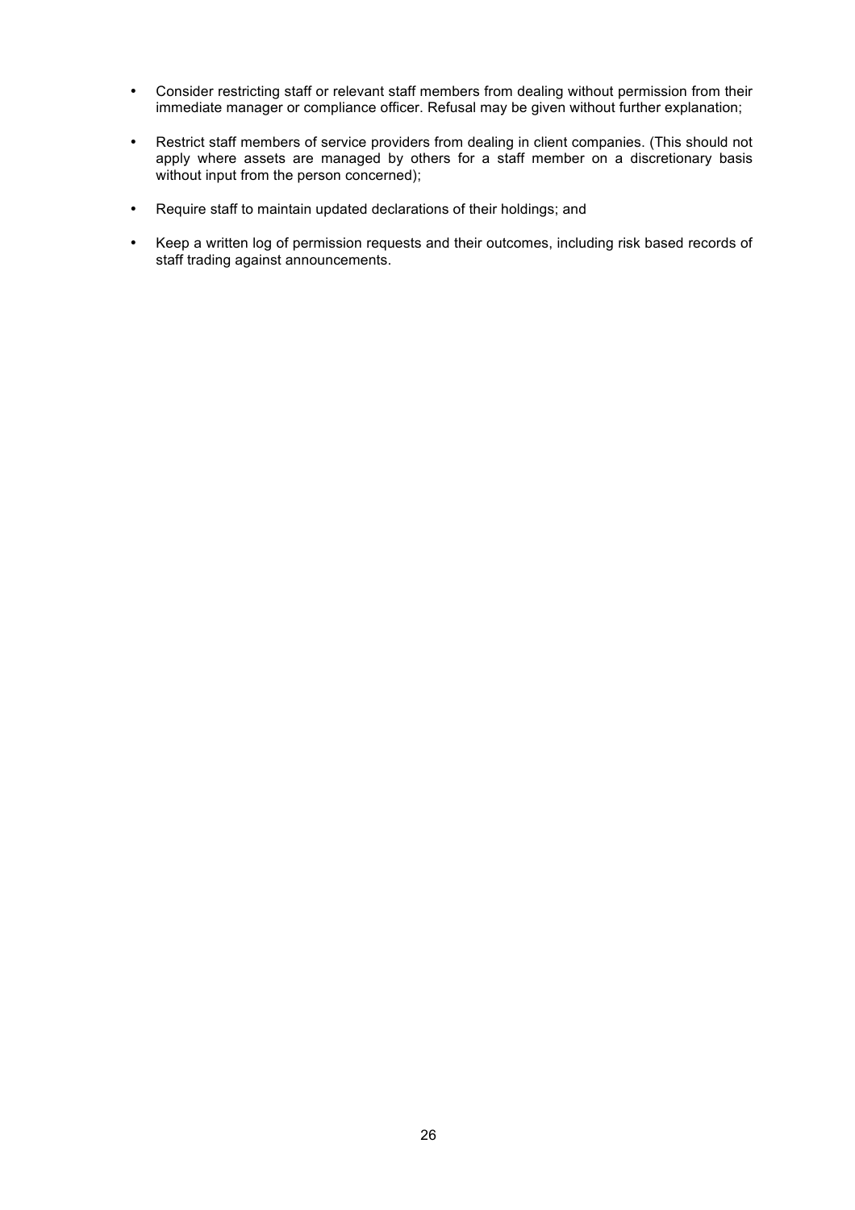- Consider restricting staff or relevant staff members from dealing without permission from their immediate manager or compliance officer. Refusal may be given without further explanation;
- Restrict staff members of service providers from dealing in client companies. (This should not apply where assets are managed by others for a staff member on a discretionary basis without input from the person concerned);
- Require staff to maintain updated declarations of their holdings; and
- Keep a written log of permission requests and their outcomes, including risk based records of staff trading against announcements.